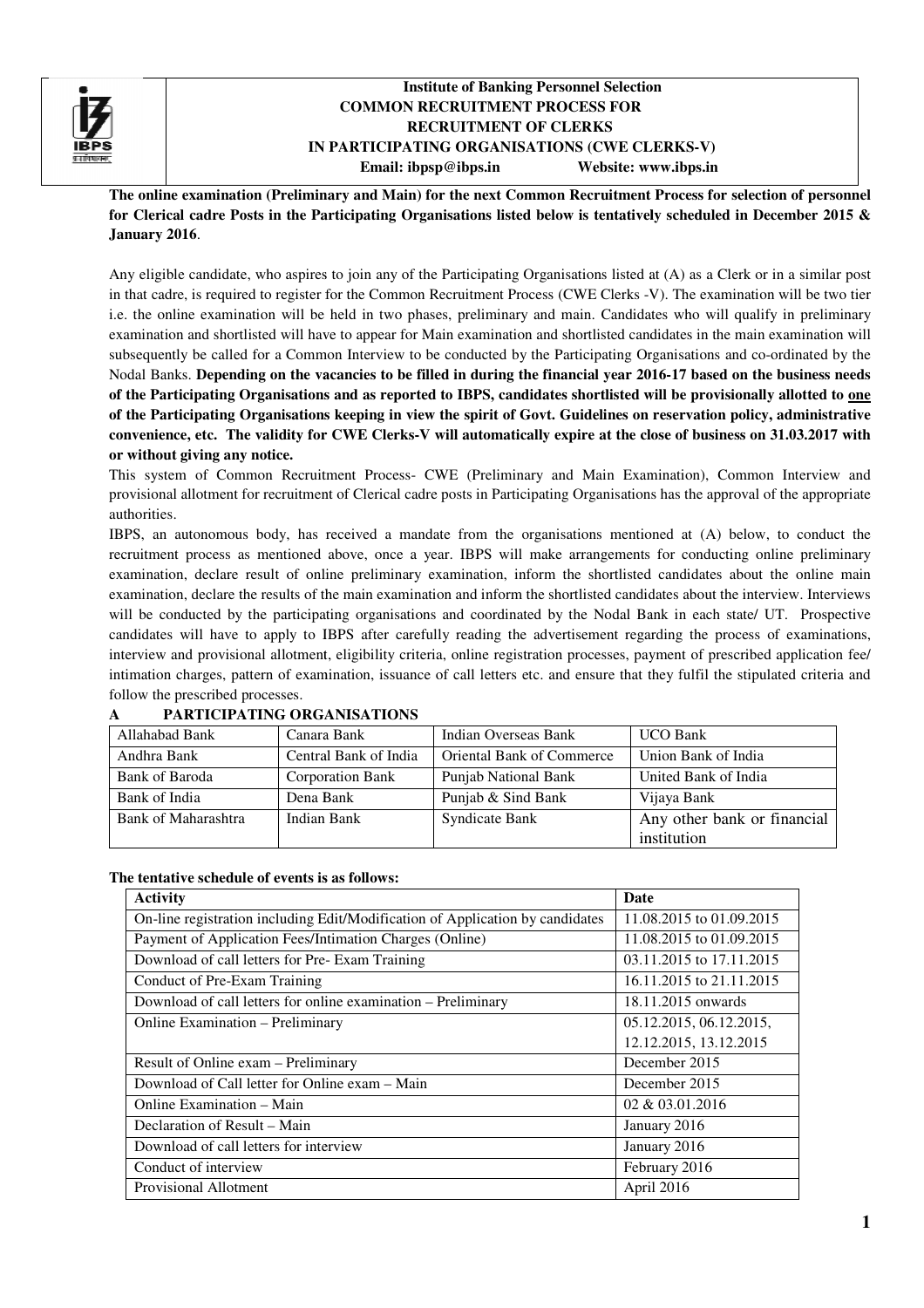# Institute of Banking Personnel Selection
## COMMON RECRUITMENT PROCESS FOR RECRUITMENT OF CLERKS IN PARTICIPATING ORGANISATIONS (CWE CLERKS-V)

**Email: ibpsp@ibps.in Website: www.ibps.in**

**The online examination (Preliminary and Main) for the next Common Recruitment Process for selection of personnel for Clerical cadre Posts in the Participating Organisations listed below is tentatively scheduled in December 2015 & January 2016**.

Any eligible candidate, who aspires to join any of the Participating Organisations listed at (A) as a Clerk or in a similar post in that cadre, is required to register for the Common Recruitment Process (CWE Clerks -V). The examination will be two tier i.e. the online examination will be held in two phases, preliminary and main. Candidates who will qualify in preliminary examination and shortlisted will have to appear for Main examination and shortlisted candidates in the main examination will subsequently be called for a Common Interview to be conducted by the Participating Organisations and co-ordinated by the Nodal Banks. **Depending on the vacancies to be filled in during the financial year 2016-17 based on the business needs of the Participating Organisations and as reported to IBPS, candidates shortlisted will be provisionally allotted to one of the Participating Organisations keeping in view the spirit of Govt. Guidelines on reservation policy, administrative convenience, etc. The validity for CWE Clerks-V will automatically expire at the close of business on 31.03.2017 with or without giving any notice.**

This system of Common Recruitment Process- CWE (Preliminary and Main Examination), Common Interview and provisional allotment for recruitment of Clerical cadre posts in Participating Organisations has the approval of the appropriate authorities.

IBPS, an autonomous body, has received a mandate from the organisations mentioned at (A) below, to conduct the recruitment process as mentioned above, once a year. IBPS will make arrangements for conducting online preliminary examination, declare result of online preliminary examination, inform the shortlisted candidates about the online main examination, declare the results of the main examination and inform the shortlisted candidates about the interview. Interviews will be conducted by the participating organisations and coordinated by the Nodal Bank in each state/ UT. Prospective candidates will have to apply to IBPS after carefully reading the advertisement regarding the process of examinations, interview and provisional allotment, eligibility criteria, online registration processes, payment of prescribed application fee/ intimation charges, pattern of examination, issuance of call letters etc. and ensure that they fulfil the stipulated criteria and follow the prescribed processes.

### A PARTICIPATING ORGANISATIONS

| | | | |
|---|---|---|---|
| Allahabad Bank | Canara Bank | Indian Overseas Bank | UCO Bank |
| Andhra Bank | Central Bank of India | Oriental Bank of Commerce | Union Bank of India |
| Bank of Baroda | Corporation Bank | Punjab National Bank | United Bank of India |
| Bank of India | Dena Bank | Punjab & Sind Bank | Vijaya Bank |
| Bank of Maharashtra | Indian Bank | Syndicate Bank | Any other bank or financial institution |

**The tentative schedule of events is as follows:**

| Activity | Date |
|---|---|
| On-line registration including Edit/Modification of Application by candidates | 11.08.2015 to 01.09.2015 |
| Payment of Application Fees/Intimation Charges (Online) | 11.08.2015 to 01.09.2015 |
| Download of call letters for Pre- Exam Training | 03.11.2015 to 17.11.2015 |
| Conduct of Pre-Exam Training | 16.11.2015 to 21.11.2015 |
| Download of call letters for online examination – Preliminary | 18.11.2015 onwards |
| Online Examination – Preliminary | 05.12.2015, 06.12.2015, 12.12.2015, 13.12.2015 |
| Result of Online exam – Preliminary | December 2015 |
| Download of Call letter for Online exam – Main | December 2015 |
| Online Examination – Main | 02 & 03.01.2016 |
| Declaration of Result – Main | January 2016 |
| Download of call letters for interview | January 2016 |
| Conduct of interview | February 2016 |
| Provisional Allotment | April 2016 |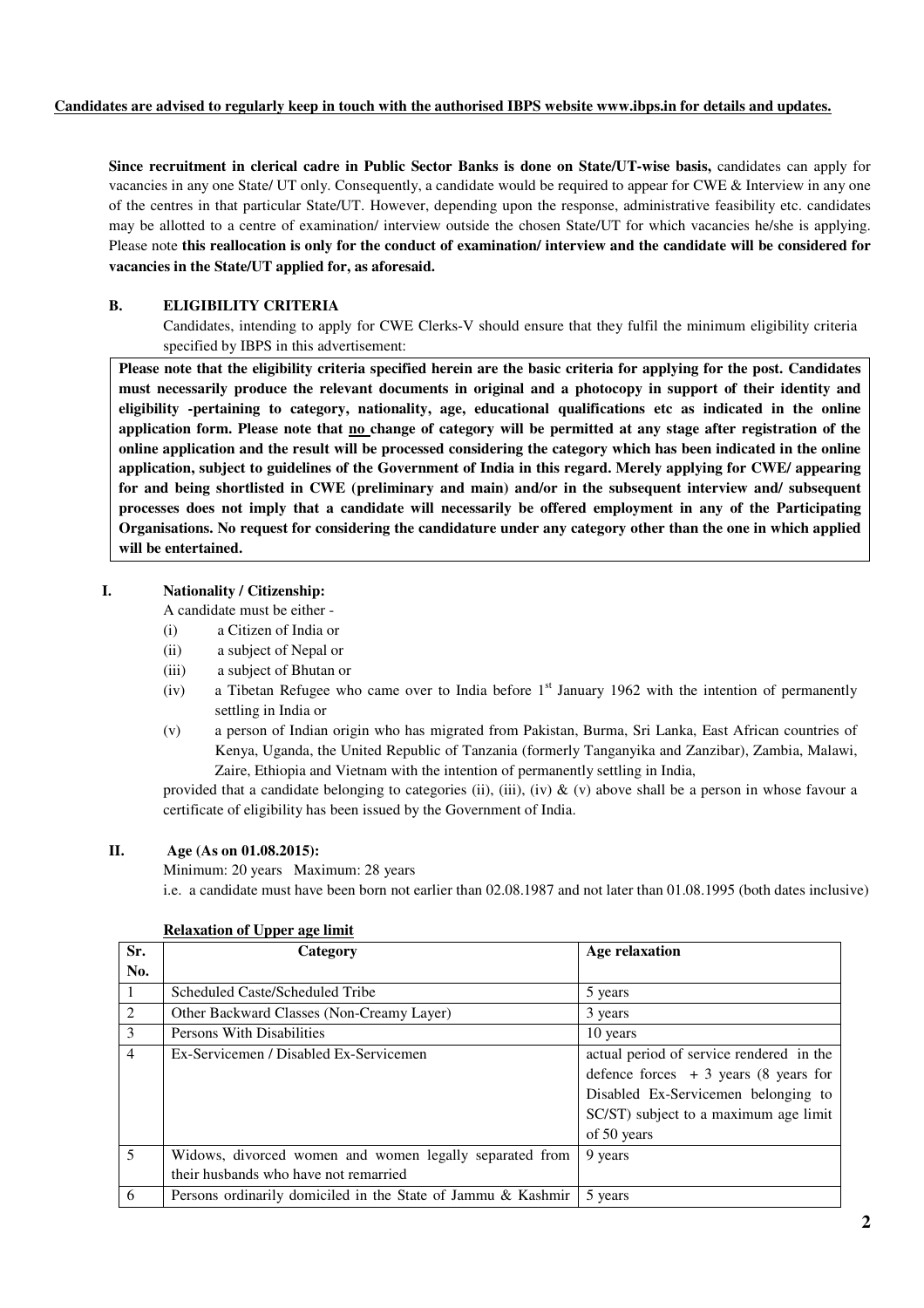**Candidates are advised to regularly keep in touch with the authorised IBPS website www.ibps.in for details and updates.**

**Since recruitment in clerical cadre in Public Sector Banks is done on State/UT-wise basis,** candidates can apply for vacancies in any one State/ UT only. Consequently, a candidate would be required to appear for CWE & Interview in any one of the centres in that particular State/UT. However, depending upon the response, administrative feasibility etc. candidates may be allotted to a centre of examination/ interview outside the chosen State/UT for which vacancies he/she is applying. Please note **this reallocation is only for the conduct of examination/ interview and the candidate will be considered for vacancies in the State/UT applied for, as aforesaid.**

## B. ELIGIBILITY CRITERIA

Candidates, intending to apply for CWE Clerks-V should ensure that they fulfil the minimum eligibility criteria specified by IBPS in this advertisement:

**Please note that the eligibility criteria specified herein are the basic criteria for applying for the post. Candidates must necessarily produce the relevant documents in original and a photocopy in support of their identity and eligibility -pertaining to category, nationality, age, educational qualifications etc as indicated in the online application form. Please note that no change of category will be permitted at any stage after registration of the online application and the result will be processed considering the category which has been indicated in the online application, subject to guidelines of the Government of India in this regard. Merely applying for CWE/ appearing for and being shortlisted in CWE (preliminary and main) and/or in the subsequent interview and/ subsequent processes does not imply that a candidate will necessarily be offered employment in any of the Participating Organisations. No request for considering the candidature under any category other than the one in which applied will be entertained.**

### I. Nationality / Citizenship:

A candidate must be either -

(i) a Citizen of India or

(ii) a subject of Nepal or

(iii) a subject of Bhutan or

(iv) a Tibetan Refugee who came over to India before 1st January 1962 with the intention of permanently settling in India or

(v) a person of Indian origin who has migrated from Pakistan, Burma, Sri Lanka, East African countries of Kenya, Uganda, the United Republic of Tanzania (formerly Tanganyika and Zanzibar), Zambia, Malawi, Zaire, Ethiopia and Vietnam with the intention of permanently settling in India,

provided that a candidate belonging to categories (ii), (iii), (iv) & (v) above shall be a person in whose favour a certificate of eligibility has been issued by the Government of India.

### II. Age (As on 01.08.2015):

Minimum: 20 years Maximum: 28 years

i.e. a candidate must have been born not earlier than 02.08.1987 and not later than 01.08.1995 (both dates inclusive)

**Relaxation of Upper age limit**

| Sr. No. | Category | Age relaxation |
|---|---|---|
| 1 | Scheduled Caste/Scheduled Tribe | 5 years |
| 2 | Other Backward Classes (Non-Creamy Layer) | 3 years |
| 3 | Persons With Disabilities | 10 years |
| 4 | Ex-Servicemen / Disabled Ex-Servicemen | actual period of service rendered in the defence forces + 3 years (8 years for Disabled Ex-Servicemen belonging to SC/ST) subject to a maximum age limit of 50 years |
| 5 | Widows, divorced women and women legally separated from their husbands who have not remarried | 9 years |
| 6 | Persons ordinarily domiciled in the State of Jammu & Kashmir | 5 years |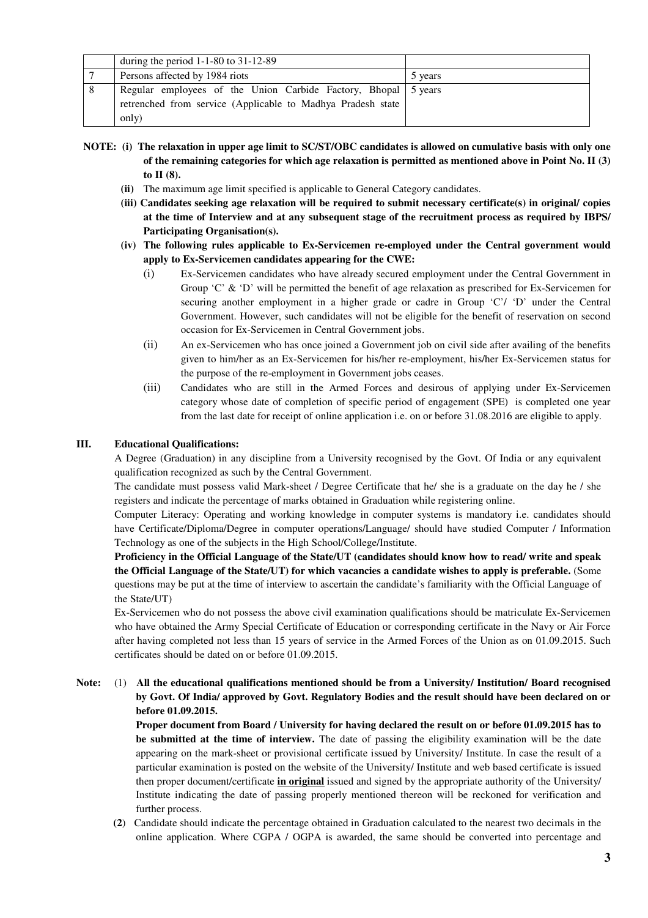| | | |
|---|---|---|
| | during the period 1-1-80 to 31-12-89 | |
| 7 | Persons affected by 1984 riots | 5 years |
| 8 | Regular employees of the Union Carbide Factory, Bhopal retrenched from service (Applicable to Madhya Pradesh state only) | 5 years |

**NOTE: (i) The relaxation in upper age limit to SC/ST/OBC candidates is allowed on cumulative basis with only one of the remaining categories for which age relaxation is permitted as mentioned above in Point No. II (3) to II (8).**

**(ii)** The maximum age limit specified is applicable to General Category candidates.

**(iii) Candidates seeking age relaxation will be required to submit necessary certificate(s) in original/ copies at the time of Interview and at any subsequent stage of the recruitment process as required by IBPS/ Participating Organisation(s).**

**(iv) The following rules applicable to Ex-Servicemen re-employed under the Central government would apply to Ex-Servicemen candidates appearing for the CWE:**

(i) Ex-Servicemen candidates who have already secured employment under the Central Government in Group 'C' & 'D' will be permitted the benefit of age relaxation as prescribed for Ex-Servicemen for securing another employment in a higher grade or cadre in Group 'C'/ 'D' under the Central Government. However, such candidates will not be eligible for the benefit of reservation on second occasion for Ex-Servicemen in Central Government jobs.

(ii) An ex-Servicemen who has once joined a Government job on civil side after availing of the benefits given to him/her as an Ex-Servicemen for his/her re-employment, his/her Ex-Servicemen status for the purpose of the re-employment in Government jobs ceases.

(iii) Candidates who are still in the Armed Forces and desirous of applying under Ex-Servicemen category whose date of completion of specific period of engagement (SPE) is completed one year from the last date for receipt of online application i.e. on or before 31.08.2016 are eligible to apply.

## III. Educational Qualifications:

A Degree (Graduation) in any discipline from a University recognised by the Govt. Of India or any equivalent qualification recognized as such by the Central Government.

The candidate must possess valid Mark-sheet / Degree Certificate that he/ she is a graduate on the day he / she registers and indicate the percentage of marks obtained in Graduation while registering online.

Computer Literacy: Operating and working knowledge in computer systems is mandatory i.e. candidates should have Certificate/Diploma/Degree in computer operations/Language/ should have studied Computer / Information Technology as one of the subjects in the High School/College/Institute.

**Proficiency in the Official Language of the State/UT (candidates should know how to read/ write and speak the Official Language of the State/UT) for which vacancies a candidate wishes to apply is preferable.** (Some questions may be put at the time of interview to ascertain the candidate's familiarity with the Official Language of the State/UT)

Ex-Servicemen who do not possess the above civil examination qualifications should be matriculate Ex-Servicemen who have obtained the Army Special Certificate of Education or corresponding certificate in the Navy or Air Force after having completed not less than 15 years of service in the Armed Forces of the Union as on 01.09.2015. Such certificates should be dated on or before 01.09.2015.

**Note:** (1) **All the educational qualifications mentioned should be from a University/ Institution/ Board recognised by Govt. Of India/ approved by Govt. Regulatory Bodies and the result should have been declared on or before 01.09.2015.**

**Proper document from Board / University for having declared the result on or before 01.09.2015 has to be submitted at the time of interview.** The date of passing the eligibility examination will be the date appearing on the mark-sheet or provisional certificate issued by University/ Institute. In case the result of a particular examination is posted on the website of the University/ Institute and web based certificate is issued then proper document/certificate **in original** issued and signed by the appropriate authority of the University/ Institute indicating the date of passing properly mentioned thereon will be reckoned for verification and further process.

**(2)** Candidate should indicate the percentage obtained in Graduation calculated to the nearest two decimals in the online application. Where CGPA / OGPA is awarded, the same should be converted into percentage and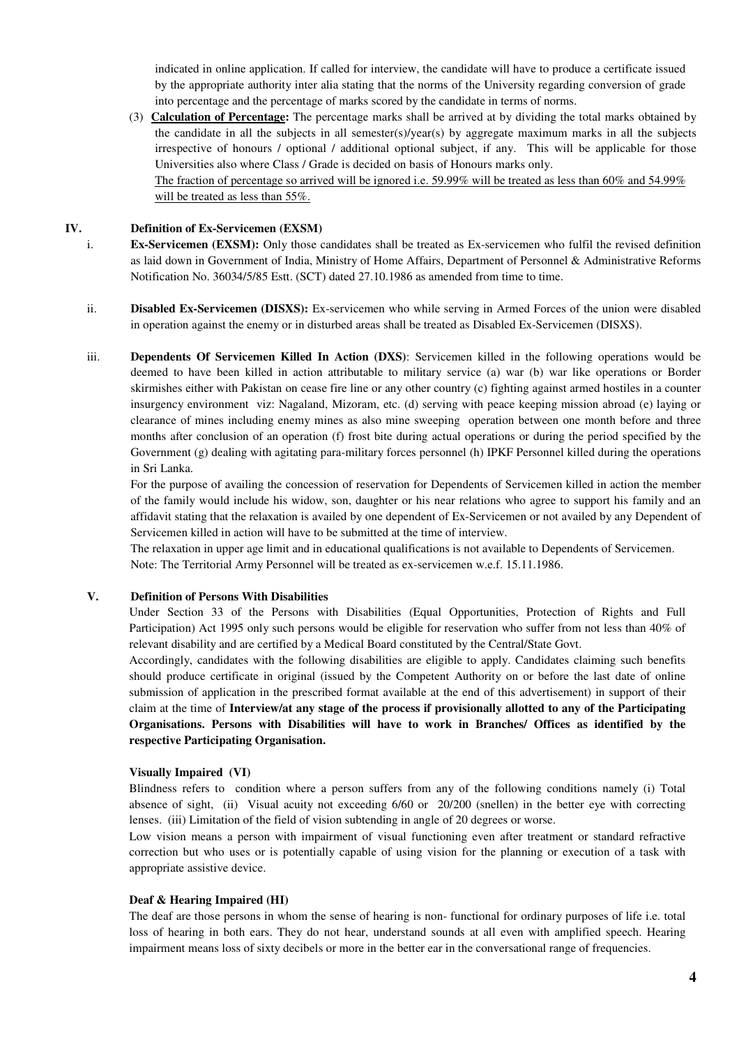indicated in online application. If called for interview, the candidate will have to produce a certificate issued by the appropriate authority inter alia stating that the norms of the University regarding conversion of grade into percentage and the percentage of marks scored by the candidate in terms of norms.

(3) **Calculation of Percentage:** The percentage marks shall be arrived at by dividing the total marks obtained by the candidate in all the subjects in all semester(s)/year(s) by aggregate maximum marks in all the subjects irrespective of honours / optional / additional optional subject, if any. This will be applicable for those Universities also where Class / Grade is decided on basis of Honours marks only.
The fraction of percentage so arrived will be ignored i.e. 59.99% will be treated as less than 60% and 54.99% will be treated as less than 55%.

## IV. Definition of Ex-Servicemen (EXSM)

i. **Ex-Servicemen (EXSM):** Only those candidates shall be treated as Ex-servicemen who fulfil the revised definition as laid down in Government of India, Ministry of Home Affairs, Department of Personnel & Administrative Reforms Notification No. 36034/5/85 Estt. (SCT) dated 27.10.1986 as amended from time to time.

ii. **Disabled Ex-Servicemen (DISXS):** Ex-servicemen who while serving in Armed Forces of the union were disabled in operation against the enemy or in disturbed areas shall be treated as Disabled Ex-Servicemen (DISXS).

iii. **Dependents Of Servicemen Killed In Action (DXS)**: Servicemen killed in the following operations would be deemed to have been killed in action attributable to military service (a) war (b) war like operations or Border skirmishes either with Pakistan on cease fire line or any other country (c) fighting against armed hostiles in a counter insurgency environment viz: Nagaland, Mizoram, etc. (d) serving with peace keeping mission abroad (e) laying or clearance of mines including enemy mines as also mine sweeping operation between one month before and three months after conclusion of an operation (f) frost bite during actual operations or during the period specified by the Government (g) dealing with agitating para-military forces personnel (h) IPKF Personnel killed during the operations in Sri Lanka.
For the purpose of availing the concession of reservation for Dependents of Servicemen killed in action the member of the family would include his widow, son, daughter or his near relations who agree to support his family and an affidavit stating that the relaxation is availed by one dependent of Ex-Servicemen or not availed by any Dependent of Servicemen killed in action will have to be submitted at the time of interview.
The relaxation in upper age limit and in educational qualifications is not available to Dependents of Servicemen.
Note: The Territorial Army Personnel will be treated as ex-servicemen w.e.f. 15.11.1986.

## V. Definition of Persons With Disabilities

Under Section 33 of the Persons with Disabilities (Equal Opportunities, Protection of Rights and Full Participation) Act 1995 only such persons would be eligible for reservation who suffer from not less than 40% of relevant disability and are certified by a Medical Board constituted by the Central/State Govt.

Accordingly, candidates with the following disabilities are eligible to apply. Candidates claiming such benefits should produce certificate in original (issued by the Competent Authority on or before the last date of online submission of application in the prescribed format available at the end of this advertisement) in support of their claim at the time of **Interview/at any stage of the process if provisionally allotted to any of the Participating Organisations. Persons with Disabilities will have to work in Branches/ Offices as identified by the respective Participating Organisation.**

### Visually Impaired (VI)

Blindness refers to condition where a person suffers from any of the following conditions namely (i) Total absence of sight, (ii) Visual acuity not exceeding 6/60 or 20/200 (snellen) in the better eye with correcting lenses. (iii) Limitation of the field of vision subtending in angle of 20 degrees or worse.

Low vision means a person with impairment of visual functioning even after treatment or standard refractive correction but who uses or is potentially capable of using vision for the planning or execution of a task with appropriate assistive device.

### Deaf & Hearing Impaired (HI)

The deaf are those persons in whom the sense of hearing is non- functional for ordinary purposes of life i.e. total loss of hearing in both ears. They do not hear, understand sounds at all even with amplified speech. Hearing impairment means loss of sixty decibels or more in the better ear in the conversational range of frequencies.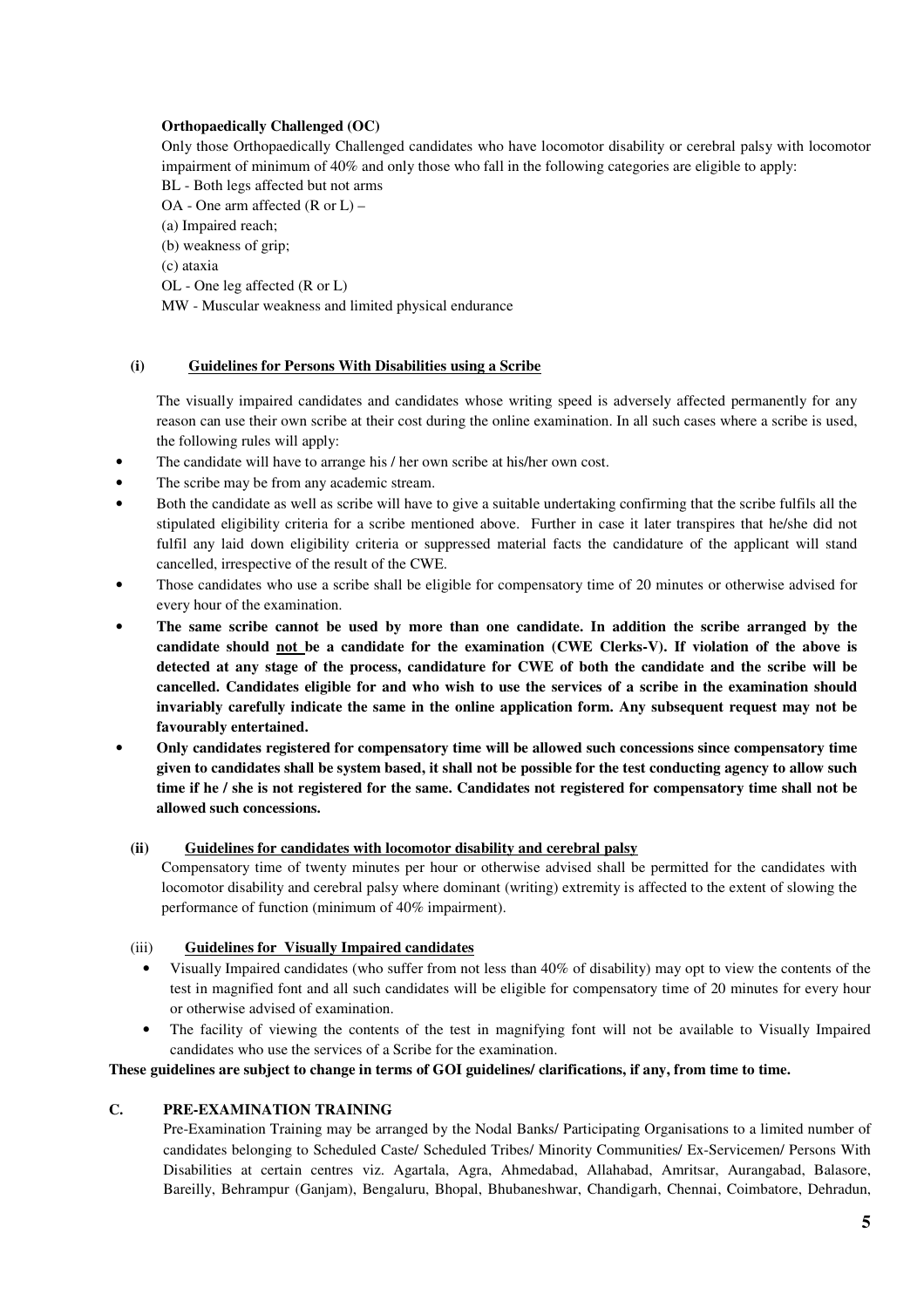**Orthopaedically Challenged (OC)**

Only those Orthopaedically Challenged candidates who have locomotor disability or cerebral palsy with locomotor impairment of minimum of 40% and only those who fall in the following categories are eligible to apply:

BL - Both legs affected but not arms

OA - One arm affected (R or L) –

(a) Impaired reach;

(b) weakness of grip;

(c) ataxia

OL - One leg affected (R or L)

MW - Muscular weakness and limited physical endurance

**(i) Guidelines for Persons With Disabilities using a Scribe**

The visually impaired candidates and candidates whose writing speed is adversely affected permanently for any reason can use their own scribe at their cost during the online examination. In all such cases where a scribe is used, the following rules will apply:

- The candidate will have to arrange his / her own scribe at his/her own cost.
- The scribe may be from any academic stream.
- Both the candidate as well as scribe will have to give a suitable undertaking confirming that the scribe fulfils all the stipulated eligibility criteria for a scribe mentioned above. Further in case it later transpires that he/she did not fulfil any laid down eligibility criteria or suppressed material facts the candidature of the applicant will stand cancelled, irrespective of the result of the CWE.
- Those candidates who use a scribe shall be eligible for compensatory time of 20 minutes or otherwise advised for every hour of the examination.
- **The same scribe cannot be used by more than one candidate. In addition the scribe arranged by the candidate should not be a candidate for the examination (CWE Clerks-V). If violation of the above is detected at any stage of the process, candidature for CWE of both the candidate and the scribe will be cancelled. Candidates eligible for and who wish to use the services of a scribe in the examination should invariably carefully indicate the same in the online application form. Any subsequent request may not be favourably entertained.**
- **Only candidates registered for compensatory time will be allowed such concessions since compensatory time given to candidates shall be system based, it shall not be possible for the test conducting agency to allow such time if he / she is not registered for the same. Candidates not registered for compensatory time shall not be allowed such concessions.**

**(ii) Guidelines for candidates with locomotor disability and cerebral palsy**

Compensatory time of twenty minutes per hour or otherwise advised shall be permitted for the candidates with locomotor disability and cerebral palsy where dominant (writing) extremity is affected to the extent of slowing the performance of function (minimum of 40% impairment).

(iii) **Guidelines for Visually Impaired candidates**

- Visually Impaired candidates (who suffer from not less than 40% of disability) may opt to view the contents of the test in magnified font and all such candidates will be eligible for compensatory time of 20 minutes for every hour or otherwise advised of examination.
- The facility of viewing the contents of the test in magnifying font will not be available to Visually Impaired candidates who use the services of a Scribe for the examination.

**These guidelines are subject to change in terms of GOI guidelines/ clarifications, if any, from time to time.**

**C. PRE-EXAMINATION TRAINING**

Pre-Examination Training may be arranged by the Nodal Banks/ Participating Organisations to a limited number of candidates belonging to Scheduled Caste/ Scheduled Tribes/ Minority Communities/ Ex-Servicemen/ Persons With Disabilities at certain centres viz. Agartala, Agra, Ahmedabad, Allahabad, Amritsar, Aurangabad, Balasore, Bareilly, Behrampur (Ganjam), Bengaluru, Bhopal, Bhubaneshwar, Chandigarh, Chennai, Coimbatore, Dehradun,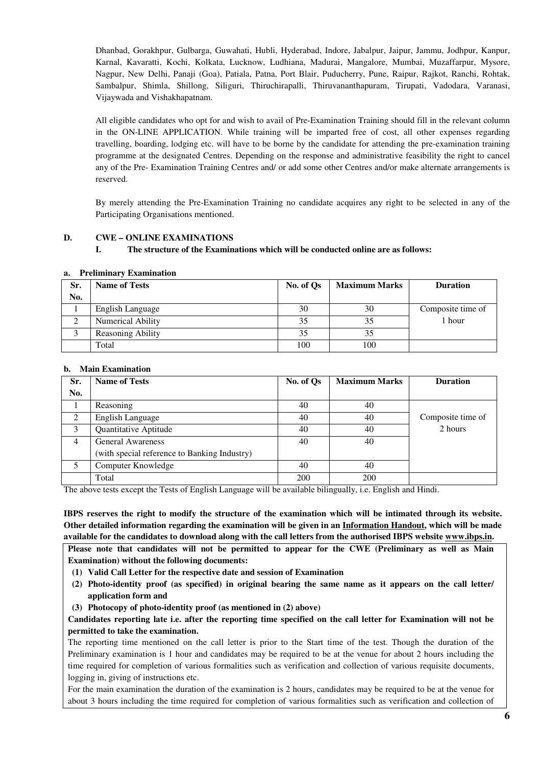Dhanbad, Gorakhpur, Gulbarga, Guwahati, Hubli, Hyderabad, Indore, Jabalpur, Jaipur, Jammu, Jodhpur, Kanpur, Karnal, Kavaratti, Kochi, Kolkata, Lucknow, Ludhiana, Madurai, Mangalore, Mumbai, Muzaffarpur, Mysore, Nagpur, New Delhi, Panaji (Goa), Patiala, Patna, Port Blair, Puducherry, Pune, Raipur, Rajkot, Ranchi, Rohtak, Sambalpur, Shimla, Shillong, Siliguri, Thiruchirapalli, Thiruvananthapuram, Tirupati, Vadodara, Varanasi, Vijaywada and Vishakhapatnam.

All eligible candidates who opt for and wish to avail of Pre-Examination Training should fill in the relevant column in the ON-LINE APPLICATION. While training will be imparted free of cost, all other expenses regarding travelling, boarding, lodging etc. will have to be borne by the candidate for attending the pre-examination training programme at the designated Centres. Depending on the response and administrative feasibility the right to cancel any of the Pre- Examination Training Centres and/ or add some other Centres and/or make alternate arrangements is reserved.

By merely attending the Pre-Examination Training no candidate acquires any right to be selected in any of the Participating Organisations mentioned.

## D. CWE – ONLINE EXAMINATIONS

### I. The structure of the Examinations which will be conducted online are as follows:

**a. Preliminary Examination**

| Sr. No. | Name of Tests | No. of Qs | Maximum Marks | Duration |
|---|---|---|---|---|
| 1 | English Language | 30 | 30 | Composite time of 1 hour |
| 2 | Numerical Ability | 35 | 35 | |
| 3 | Reasoning Ability | 35 | 35 | |
| | Total | 100 | 100 | |

**b. Main Examination**

| Sr. No. | Name of Tests | No. of Qs | Maximum Marks | Duration |
|---|---|---|---|---|
| 1 | Reasoning | 40 | 40 | Composite time of 2 hours |
| 2 | English Language | 40 | 40 | |
| 3 | Quantitative Aptitude | 40 | 40 | |
| 4 | General Awareness (with special reference to Banking Industry) | 40 | 40 | |
| 5 | Computer Knowledge | 40 | 40 | |
| | Total | 200 | 200 | |

The above tests except the Tests of English Language will be available bilingually, i.e. English and Hindi.

**IBPS reserves the right to modify the structure of the examination which will be intimated through its website. Other detailed information regarding the examination will be given in an Information Handout, which will be made available for the candidates to download along with the call letters from the authorised IBPS website www.ibps.in.**

**Please note that candidates will not be permitted to appear for the CWE (Preliminary as well as Main Examination) without the following documents:**

**(1) Valid Call Letter for the respective date and session of Examination**

**(2) Photo-identity proof (as specified) in original bearing the same name as it appears on the call letter/ application form and**

**(3) Photocopy of photo-identity proof (as mentioned in (2) above)**

**Candidates reporting late i.e. after the reporting time specified on the call letter for Examination will not be permitted to take the examination.**

The reporting time mentioned on the call letter is prior to the Start time of the test. Though the duration of the Preliminary examination is 1 hour and candidates may be required to be at the venue for about 2 hours including the time required for completion of various formalities such as verification and collection of various requisite documents, logging in, giving of instructions etc.

For the main examination the duration of the examination is 2 hours, candidates may be required to be at the venue for about 3 hours including the time required for completion of various formalities such as verification and collection of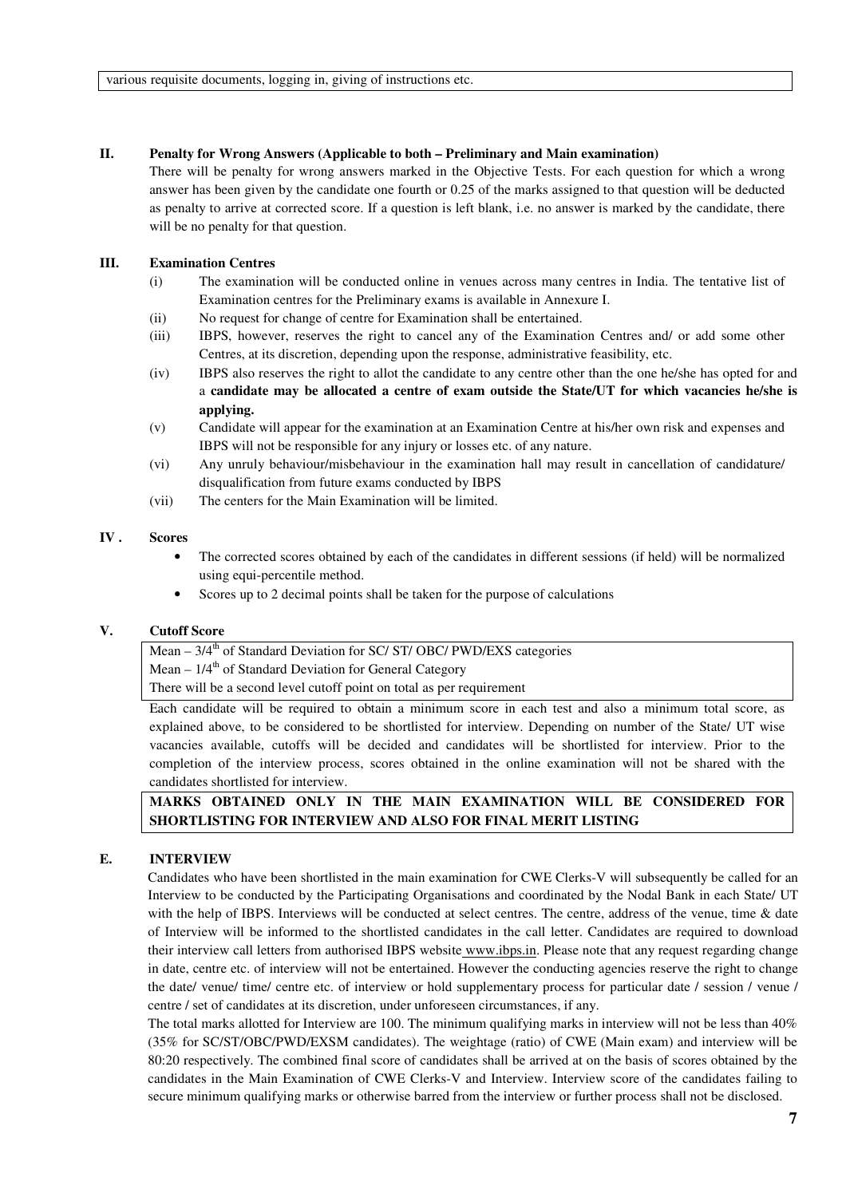various requisite documents, logging in, giving of instructions etc.

### II. Penalty for Wrong Answers (Applicable to both – Preliminary and Main examination)

There will be penalty for wrong answers marked in the Objective Tests. For each question for which a wrong answer has been given by the candidate one fourth or 0.25 of the marks assigned to that question will be deducted as penalty to arrive at corrected score. If a question is left blank, i.e. no answer is marked by the candidate, there will be no penalty for that question.

### III. Examination Centres

(i) The examination will be conducted online in venues across many centres in India. The tentative list of Examination centres for the Preliminary exams is available in Annexure I.

(ii) No request for change of centre for Examination shall be entertained.

(iii) IBPS, however, reserves the right to cancel any of the Examination Centres and/ or add some other Centres, at its discretion, depending upon the response, administrative feasibility, etc.

(iv) IBPS also reserves the right to allot the candidate to any centre other than the one he/she has opted for and a **candidate may be allocated a centre of exam outside the State/UT for which vacancies he/she is applying.**

(v) Candidate will appear for the examination at an Examination Centre at his/her own risk and expenses and IBPS will not be responsible for any injury or losses etc. of any nature.

(vi) Any unruly behaviour/misbehaviour in the examination hall may result in cancellation of candidature/ disqualification from future exams conducted by IBPS

(vii) The centers for the Main Examination will be limited.

### IV. Scores

- The corrected scores obtained by each of the candidates in different sessions (if held) will be normalized using equi-percentile method.
- Scores up to 2 decimal points shall be taken for the purpose of calculations

### V. Cutoff Score

Mean – 3/4$^{th}$ of Standard Deviation for SC/ ST/ OBC/ PWD/EXS categories
Mean – 1/4$^{th}$ of Standard Deviation for General Category
There will be a second level cutoff point on total as per requirement

Each candidate will be required to obtain a minimum score in each test and also a minimum total score, as explained above, to be considered to be shortlisted for interview. Depending on number of the State/ UT wise vacancies available, cutoffs will be decided and candidates will be shortlisted for interview. Prior to the completion of the interview process, scores obtained in the online examination will not be shared with the candidates shortlisted for interview.

**MARKS OBTAINED ONLY IN THE MAIN EXAMINATION WILL BE CONSIDERED FOR SHORTLISTING FOR INTERVIEW AND ALSO FOR FINAL MERIT LISTING**

## E. INTERVIEW

Candidates who have been shortlisted in the main examination for CWE Clerks-V will subsequently be called for an Interview to be conducted by the Participating Organisations and coordinated by the Nodal Bank in each State/ UT with the help of IBPS. Interviews will be conducted at select centres. The centre, address of the venue, time & date of Interview will be informed to the shortlisted candidates in the call letter. Candidates are required to download their interview call letters from authorised IBPS website www.ibps.in. Please note that any request regarding change in date, centre etc. of interview will not be entertained. However the conducting agencies reserve the right to change the date/ venue/ time/ centre etc. of interview or hold supplementary process for particular date / session / venue / centre / set of candidates at its discretion, under unforeseen circumstances, if any.

The total marks allotted for Interview are 100. The minimum qualifying marks in interview will not be less than 40% (35% for SC/ST/OBC/PWD/EXSM candidates). The weightage (ratio) of CWE (Main exam) and interview will be 80:20 respectively. The combined final score of candidates shall be arrived at on the basis of scores obtained by the candidates in the Main Examination of CWE Clerks-V and Interview. Interview score of the candidates failing to secure minimum qualifying marks or otherwise barred from the interview or further process shall not be disclosed.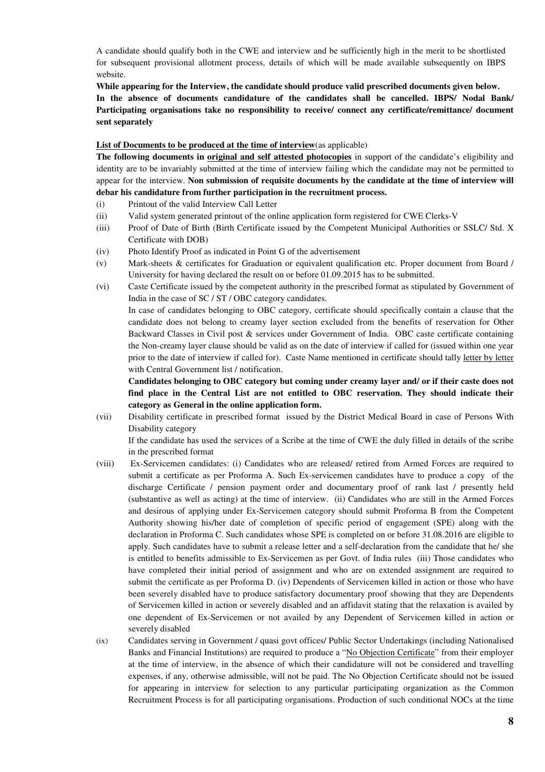A candidate should qualify both in the CWE and interview and be sufficiently high in the merit to be shortlisted for subsequent provisional allotment process, details of which will be made available subsequently on IBPS website.

**While appearing for the Interview, the candidate should produce valid prescribed documents given below.**

**In the absence of documents candidature of the candidates shall be cancelled. IBPS/ Nodal Bank/ Participating organisations take no responsibility to receive/ connect any certificate/remittance/ document sent separately**

**<u>List of Documents to be produced at the time of interview</u>**(as applicable)

**The following documents in <u>original and self attested photocopies</u>** in support of the candidate's eligibility and identity are to be invariably submitted at the time of interview failing which the candidate may not be permitted to appear for the interview. **Non submission of requisite documents by the candidate at the time of interview will debar his candidature from further participation in the recruitment process.**

(i) Printout of the valid Interview Call Letter

(ii) Valid system generated printout of the online application form registered for CWE Clerks-V

(iii) Proof of Date of Birth (Birth Certificate issued by the Competent Municipal Authorities or SSLC/ Std. X Certificate with DOB)

(iv) Photo Identify Proof as indicated in Point G of the advertisement

(v) Mark-sheets & certificates for Graduation or equivalent qualification etc. Proper document from Board / University for having declared the result on or before 01.09.2015 has to be submitted.

(vi) Caste Certificate issued by the competent authority in the prescribed format as stipulated by Government of India in the case of SC / ST / OBC category candidates.

In case of candidates belonging to OBC category, certificate should specifically contain a clause that the candidate does not belong to creamy layer section excluded from the benefits of reservation for Other Backward Classes in Civil post & services under Government of India. OBC caste certificate containing the Non-creamy layer clause should be valid as on the date of interview if called for (issued within one year prior to the date of interview if called for). Caste Name mentioned in certificate should tally <u>letter by letter</u> with Central Government list / notification.

**Candidates belonging to OBC category but coming under creamy layer and/ or if their caste does not find place in the Central List are not entitled to OBC reservation. They should indicate their category as General in the online application form.**

(vii) Disability certificate in prescribed format issued by the District Medical Board in case of Persons With Disability category

If the candidate has used the services of a Scribe at the time of CWE the duly filled in details of the scribe in the prescribed format

(viii) Ex-Servicemen candidates: (i) Candidates who are released/ retired from Armed Forces are required to submit a certificate as per Proforma A. Such Ex-servicemen candidates have to produce a copy of the discharge Certificate / pension payment order and documentary proof of rank last / presently held (substantive as well as acting) at the time of interview. (ii) Candidates who are still in the Armed Forces and desirous of applying under Ex-Servicemen category should submit Proforma B from the Competent Authority showing his/her date of completion of specific period of engagement (SPE) along with the declaration in Proforma C. Such candidates whose SPE is completed on or before 31.08.2016 are eligible to apply. Such candidates have to submit a release letter and a self-declaration from the candidate that he/ she is entitled to benefits admissible to Ex-Servicemen as per Govt. of India rules (iii) Those candidates who have completed their initial period of assignment and who are on extended assignment are required to submit the certificate as per Proforma D. (iv) Dependents of Servicemen killed in action or those who have been severely disabled have to produce satisfactory documentary proof showing that they are Dependents of Servicemen killed in action or severely disabled and an affidavit stating that the relaxation is availed by one dependent of Ex-Servicemen or not availed by any Dependent of Servicemen killed in action or severely disabled

(ix) Candidates serving in Government / quasi govt offices/ Public Sector Undertakings (including Nationalised Banks and Financial Institutions) are required to produce a "<u>No Objection Certificate</u>" from their employer at the time of interview, in the absence of which their candidature will not be considered and travelling expenses, if any, otherwise admissible, will not be paid. The No Objection Certificate should not be issued for appearing in interview for selection to any particular participating organization as the Common Recruitment Process is for all participating organisations. Production of such conditional NOCs at the time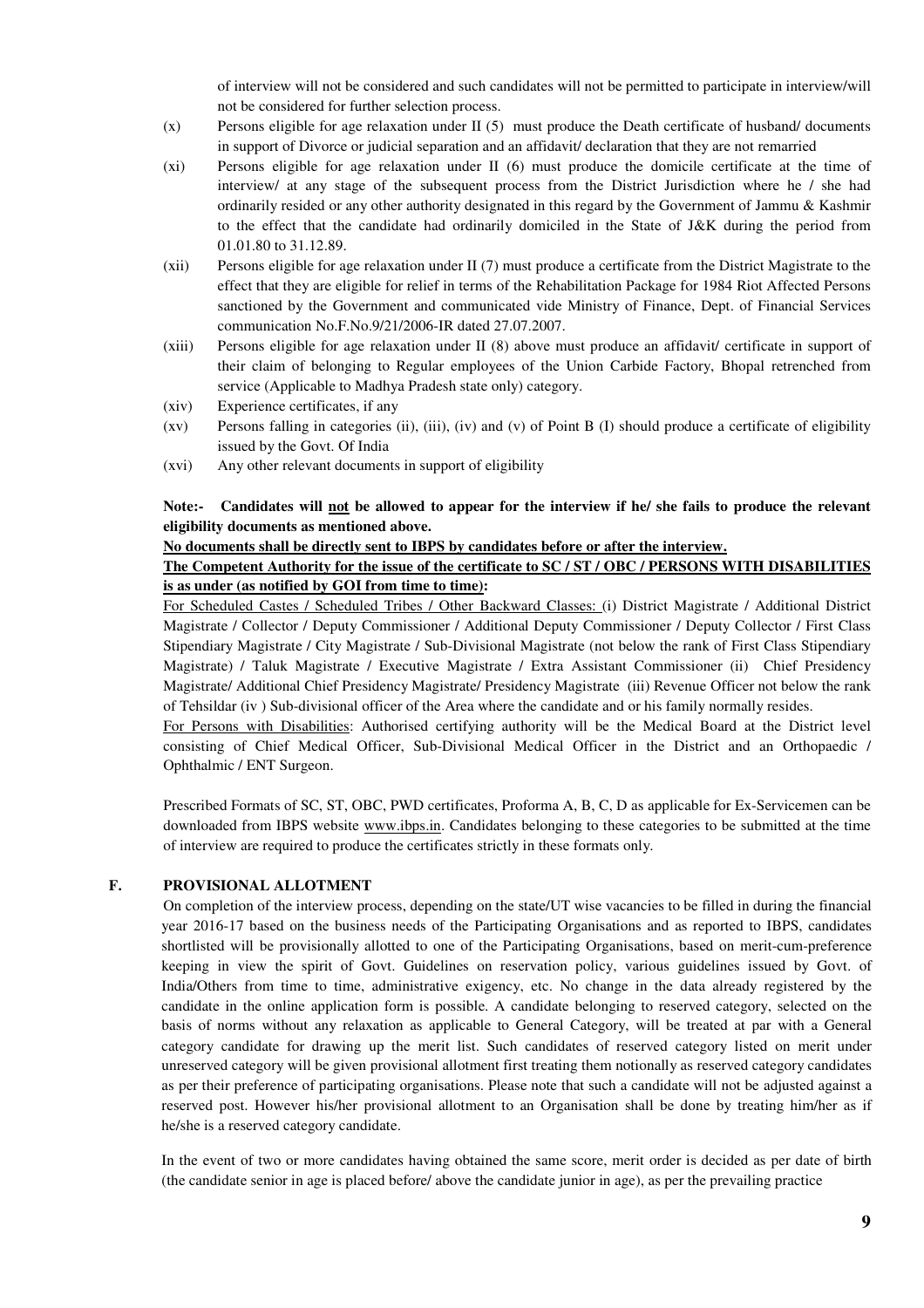of interview will not be considered and such candidates will not be permitted to participate in interview/will not be considered for further selection process.

(x) Persons eligible for age relaxation under II (5) must produce the Death certificate of husband/ documents in support of Divorce or judicial separation and an affidavit/ declaration that they are not remarried

(xi) Persons eligible for age relaxation under II (6) must produce the domicile certificate at the time of interview/ at any stage of the subsequent process from the District Jurisdiction where he / she had ordinarily resided or any other authority designated in this regard by the Government of Jammu & Kashmir to the effect that the candidate had ordinarily domiciled in the State of J&K during the period from 01.01.80 to 31.12.89.

(xii) Persons eligible for age relaxation under II (7) must produce a certificate from the District Magistrate to the effect that they are eligible for relief in terms of the Rehabilitation Package for 1984 Riot Affected Persons sanctioned by the Government and communicated vide Ministry of Finance, Dept. of Financial Services communication No.F.No.9/21/2006-IR dated 27.07.2007.

(xiii) Persons eligible for age relaxation under II (8) above must produce an affidavit/ certificate in support of their claim of belonging to Regular employees of the Union Carbide Factory, Bhopal retrenched from service (Applicable to Madhya Pradesh state only) category.

(xiv) Experience certificates, if any

(xv) Persons falling in categories (ii), (iii), (iv) and (v) of Point B (I) should produce a certificate of eligibility issued by the Govt. Of India

(xvi) Any other relevant documents in support of eligibility

**Note:- Candidates will <u>not</u> be allowed to appear for the interview if he/ she fails to produce the relevant eligibility documents as mentioned above.**

**<u>No documents shall be directly sent to IBPS by candidates before or after the interview.</u>**

**<u>The Competent Authority for the issue of the certificate to SC / ST / OBC / PERSONS WITH DISABILITIES is as under (as notified by GOI from time to time):</u>**

<u>For Scheduled Castes / Scheduled Tribes / Other Backward Classes:</u> (i) District Magistrate / Additional District Magistrate / Collector / Deputy Commissioner / Additional Deputy Commissioner / Deputy Collector / First Class Stipendiary Magistrate / City Magistrate / Sub-Divisional Magistrate (not below the rank of First Class Stipendiary Magistrate) / Taluk Magistrate / Executive Magistrate / Extra Assistant Commissioner (ii) Chief Presidency Magistrate/ Additional Chief Presidency Magistrate/ Presidency Magistrate (iii) Revenue Officer not below the rank of Tehsildar (iv ) Sub-divisional officer of the Area where the candidate and or his family normally resides.

<u>For Persons with Disabilities</u>: Authorised certifying authority will be the Medical Board at the District level consisting of Chief Medical Officer, Sub-Divisional Medical Officer in the District and an Orthopaedic / Ophthalmic / ENT Surgeon.

Prescribed Formats of SC, ST, OBC, PWD certificates, Proforma A, B, C, D as applicable for Ex-Servicemen can be downloaded from IBPS website <u>www.ibps.in</u>. Candidates belonging to these categories to be submitted at the time of interview are required to produce the certificates strictly in these formats only.

## F. PROVISIONAL ALLOTMENT

On completion of the interview process, depending on the state/UT wise vacancies to be filled in during the financial year 2016-17 based on the business needs of the Participating Organisations and as reported to IBPS, candidates shortlisted will be provisionally allotted to one of the Participating Organisations, based on merit-cum-preference keeping in view the spirit of Govt. Guidelines on reservation policy, various guidelines issued by Govt. of India/Others from time to time, administrative exigency, etc. No change in the data already registered by the candidate in the online application form is possible. A candidate belonging to reserved category, selected on the basis of norms without any relaxation as applicable to General Category, will be treated at par with a General category candidate for drawing up the merit list. Such candidates of reserved category listed on merit under unreserved category will be given provisional allotment first treating them notionally as reserved category candidates as per their preference of participating organisations. Please note that such a candidate will not be adjusted against a reserved post. However his/her provisional allotment to an Organisation shall be done by treating him/her as if he/she is a reserved category candidate.

In the event of two or more candidates having obtained the same score, merit order is decided as per date of birth (the candidate senior in age is placed before/ above the candidate junior in age), as per the prevailing practice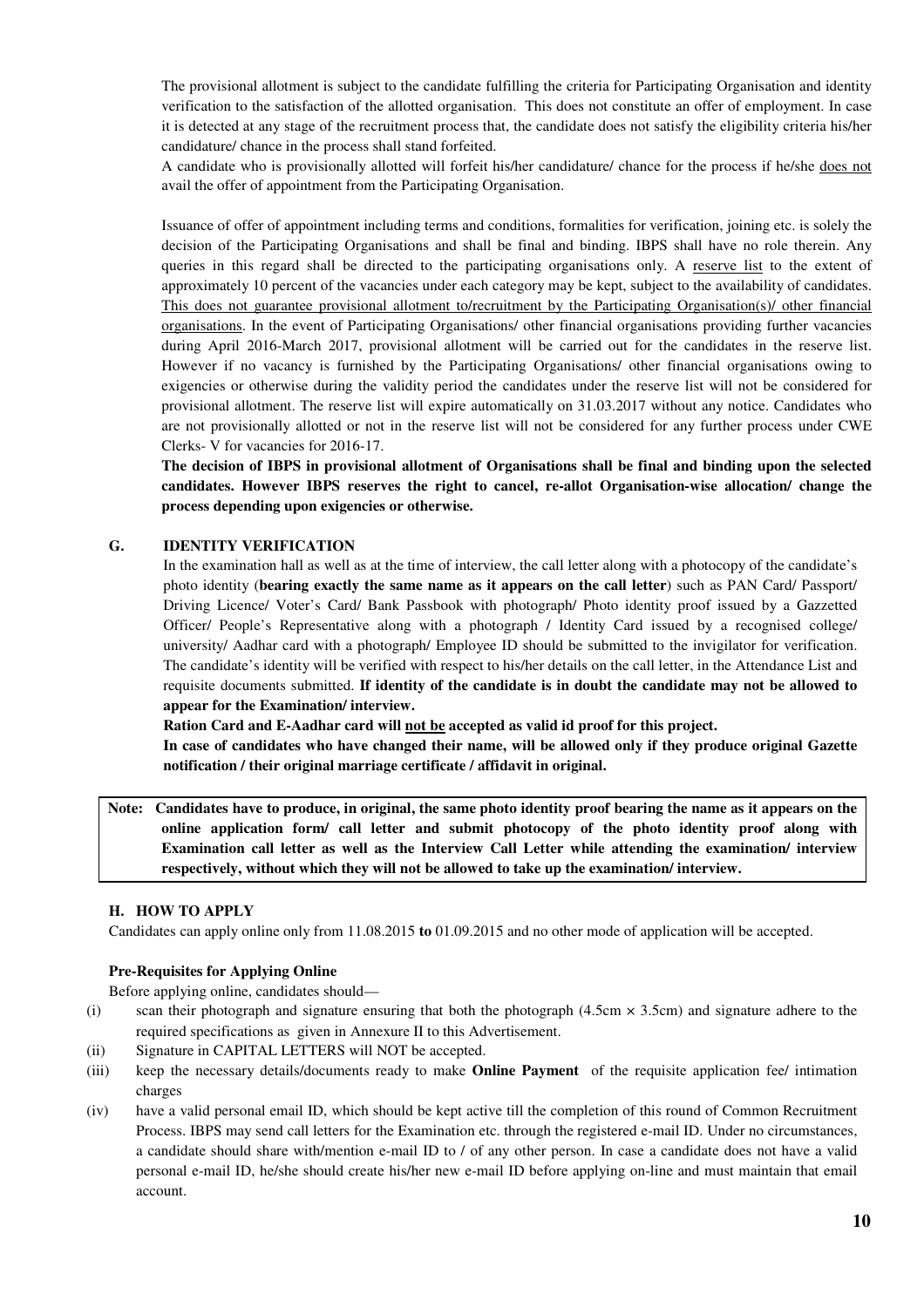The provisional allotment is subject to the candidate fulfilling the criteria for Participating Organisation and identity verification to the satisfaction of the allotted organisation. This does not constitute an offer of employment. In case it is detected at any stage of the recruitment process that, the candidate does not satisfy the eligibility criteria his/her candidature/ chance in the process shall stand forfeited.

A candidate who is provisionally allotted will forfeit his/her candidature/ chance for the process if he/she does not avail the offer of appointment from the Participating Organisation.

Issuance of offer of appointment including terms and conditions, formalities for verification, joining etc. is solely the decision of the Participating Organisations and shall be final and binding. IBPS shall have no role therein. Any queries in this regard shall be directed to the participating organisations only. A reserve list to the extent of approximately 10 percent of the vacancies under each category may be kept, subject to the availability of candidates. This does not guarantee provisional allotment to/recruitment by the Participating Organisation(s)/ other financial organisations. In the event of Participating Organisations/ other financial organisations providing further vacancies during April 2016-March 2017, provisional allotment will be carried out for the candidates in the reserve list. However if no vacancy is furnished by the Participating Organisations/ other financial organisations owing to exigencies or otherwise during the validity period the candidates under the reserve list will not be considered for provisional allotment. The reserve list will expire automatically on 31.03.2017 without any notice. Candidates who are not provisionally allotted or not in the reserve list will not be considered for any further process under CWE Clerks- V for vacancies for 2016-17.

**The decision of IBPS in provisional allotment of Organisations shall be final and binding upon the selected candidates. However IBPS reserves the right to cancel, re-allot Organisation-wise allocation/ change the process depending upon exigencies or otherwise.**

## G. IDENTITY VERIFICATION

In the examination hall as well as at the time of interview, the call letter along with a photocopy of the candidate's photo identity (**bearing exactly the same name as it appears on the call letter**) such as PAN Card/ Passport/ Driving Licence/ Voter's Card/ Bank Passbook with photograph/ Photo identity proof issued by a Gazzetted Officer/ People's Representative along with a photograph / Identity Card issued by a recognised college/ university/ Aadhar card with a photograph/ Employee ID should be submitted to the invigilator for verification. The candidate's identity will be verified with respect to his/her details on the call letter, in the Attendance List and requisite documents submitted. **If identity of the candidate is in doubt the candidate may not be allowed to appear for the Examination/ interview.**

**Ration Card and E-Aadhar card will not be accepted as valid id proof for this project.**

**In case of candidates who have changed their name, will be allowed only if they produce original Gazette notification / their original marriage certificate / affidavit in original.**

**Note: Candidates have to produce, in original, the same photo identity proof bearing the name as it appears on the online application form/ call letter and submit photocopy of the photo identity proof along with Examination call letter as well as the Interview Call Letter while attending the examination/ interview respectively, without which they will not be allowed to take up the examination/ interview.**

## H. HOW TO APPLY

Candidates can apply online only from 11.08.2015 **to** 01.09.2015 and no other mode of application will be accepted.

### Pre-Requisites for Applying Online

Before applying online, candidates should—

(i) scan their photograph and signature ensuring that both the photograph (4.5cm × 3.5cm) and signature adhere to the required specifications as given in Annexure II to this Advertisement.

(ii) Signature in CAPITAL LETTERS will NOT be accepted.

(iii) keep the necessary details/documents ready to make **Online Payment** of the requisite application fee/ intimation charges

(iv) have a valid personal email ID, which should be kept active till the completion of this round of Common Recruitment Process. IBPS may send call letters for the Examination etc. through the registered e-mail ID. Under no circumstances, a candidate should share with/mention e-mail ID to / of any other person. In case a candidate does not have a valid personal e-mail ID, he/she should create his/her new e-mail ID before applying on-line and must maintain that email account.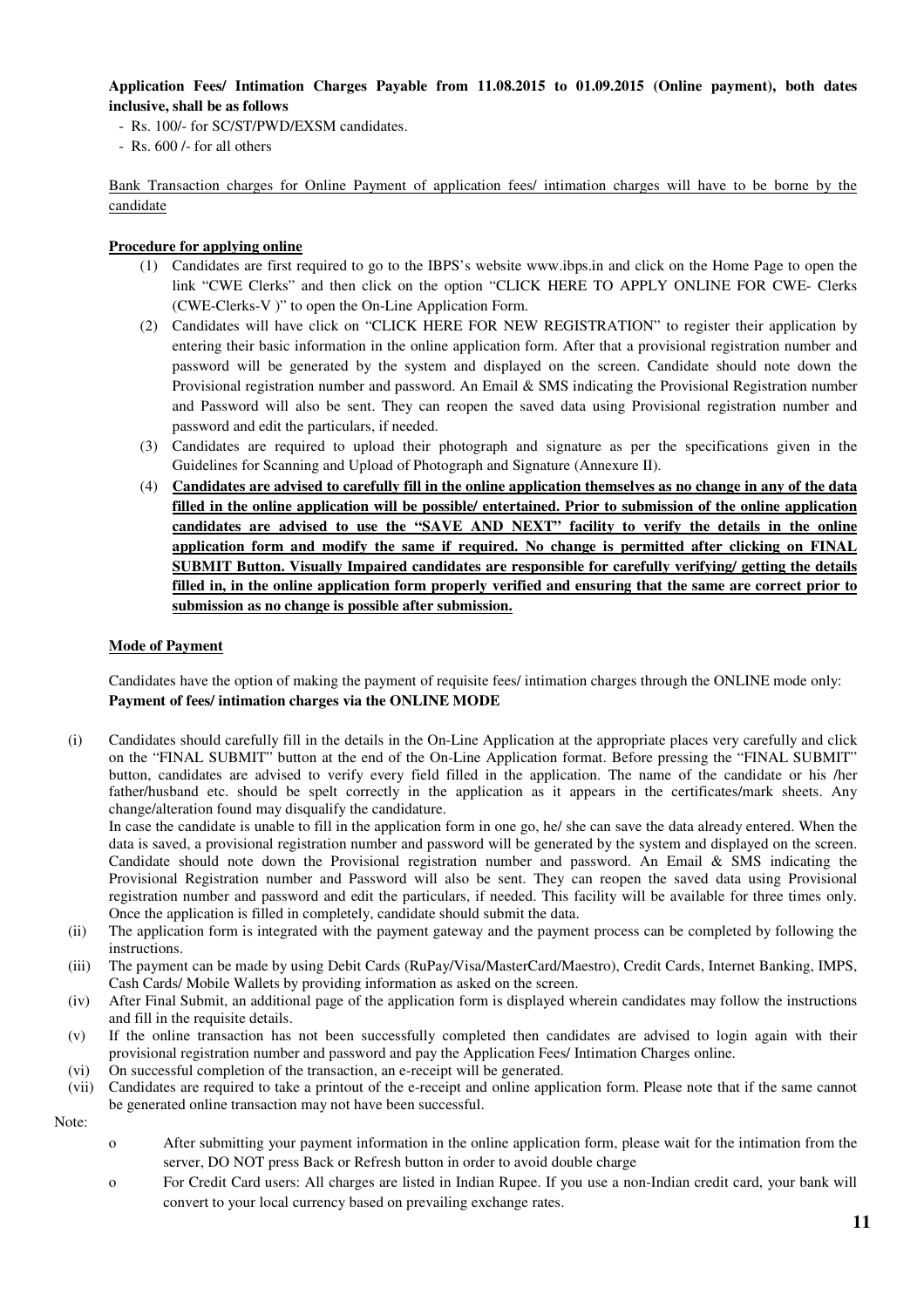**Application Fees/ Intimation Charges Payable from 11.08.2015 to 01.09.2015 (Online payment), both dates inclusive, shall be as follows**

- Rs. 100/- for SC/ST/PWD/EXSM candidates.
- Rs. 600 /- for all others

<u>Bank Transaction charges for Online Payment of application fees/ intimation charges will have to be borne by the candidate</u>

**<u>Procedure for applying online</u>**

(1) Candidates are first required to go to the IBPS's website www.ibps.in and click on the Home Page to open the link "CWE Clerks" and then click on the option "CLICK HERE TO APPLY ONLINE FOR CWE- Clerks (CWE-Clerks-V )" to open the On-Line Application Form.

(2) Candidates will have click on "CLICK HERE FOR NEW REGISTRATION" to register their application by entering their basic information in the online application form. After that a provisional registration number and password will be generated by the system and displayed on the screen. Candidate should note down the Provisional registration number and password. An Email & SMS indicating the Provisional Registration number and Password will also be sent. They can reopen the saved data using Provisional registration number and password and edit the particulars, if needed.

(3) Candidates are required to upload their photograph and signature as per the specifications given in the Guidelines for Scanning and Upload of Photograph and Signature (Annexure II).

(4) **<u>Candidates are advised to carefully fill in the online application themselves as no change in any of the data filled in the online application will be possible/ entertained. Prior to submission of the online application candidates are advised to use the "SAVE AND NEXT" facility to verify the details in the online application form and modify the same if required. No change is permitted after clicking on FINAL SUBMIT Button. Visually Impaired candidates are responsible for carefully verifying/ getting the details filled in, in the online application form properly verified and ensuring that the same are correct prior to submission as no change is possible after submission.</u>**

**<u>Mode of Payment</u>**

Candidates have the option of making the payment of requisite fees/ intimation charges through the ONLINE mode only:
**Payment of fees/ intimation charges via the ONLINE MODE**

(i) Candidates should carefully fill in the details in the On-Line Application at the appropriate places very carefully and click on the "FINAL SUBMIT" button at the end of the On-Line Application format. Before pressing the "FINAL SUBMIT" button, candidates are advised to verify every field filled in the application. The name of the candidate or his /her father/husband etc. should be spelt correctly in the application as it appears in the certificates/mark sheets. Any change/alteration found may disqualify the candidature.
In case the candidate is unable to fill in the application form in one go, he/ she can save the data already entered. When the data is saved, a provisional registration number and password will be generated by the system and displayed on the screen. Candidate should note down the Provisional registration number and password. An Email & SMS indicating the Provisional Registration number and Password will also be sent. They can reopen the saved data using Provisional registration number and password and edit the particulars, if needed. This facility will be available for three times only. Once the application is filled in completely, candidate should submit the data.

(ii) The application form is integrated with the payment gateway and the payment process can be completed by following the instructions.

(iii) The payment can be made by using Debit Cards (RuPay/Visa/MasterCard/Maestro), Credit Cards, Internet Banking, IMPS, Cash Cards/ Mobile Wallets by providing information as asked on the screen.

(iv) After Final Submit, an additional page of the application form is displayed wherein candidates may follow the instructions and fill in the requisite details.

(v) If the online transaction has not been successfully completed then candidates are advised to login again with their provisional registration number and password and pay the Application Fees/ Intimation Charges online.

(vi) On successful completion of the transaction, an e-receipt will be generated.

(vii) Candidates are required to take a printout of the e-receipt and online application form. Please note that if the same cannot be generated online transaction may not have been successful.

Note:

- After submitting your payment information in the online application form, please wait for the intimation from the server, DO NOT press Back or Refresh button in order to avoid double charge
- For Credit Card users: All charges are listed in Indian Rupee. If you use a non-Indian credit card, your bank will convert to your local currency based on prevailing exchange rates.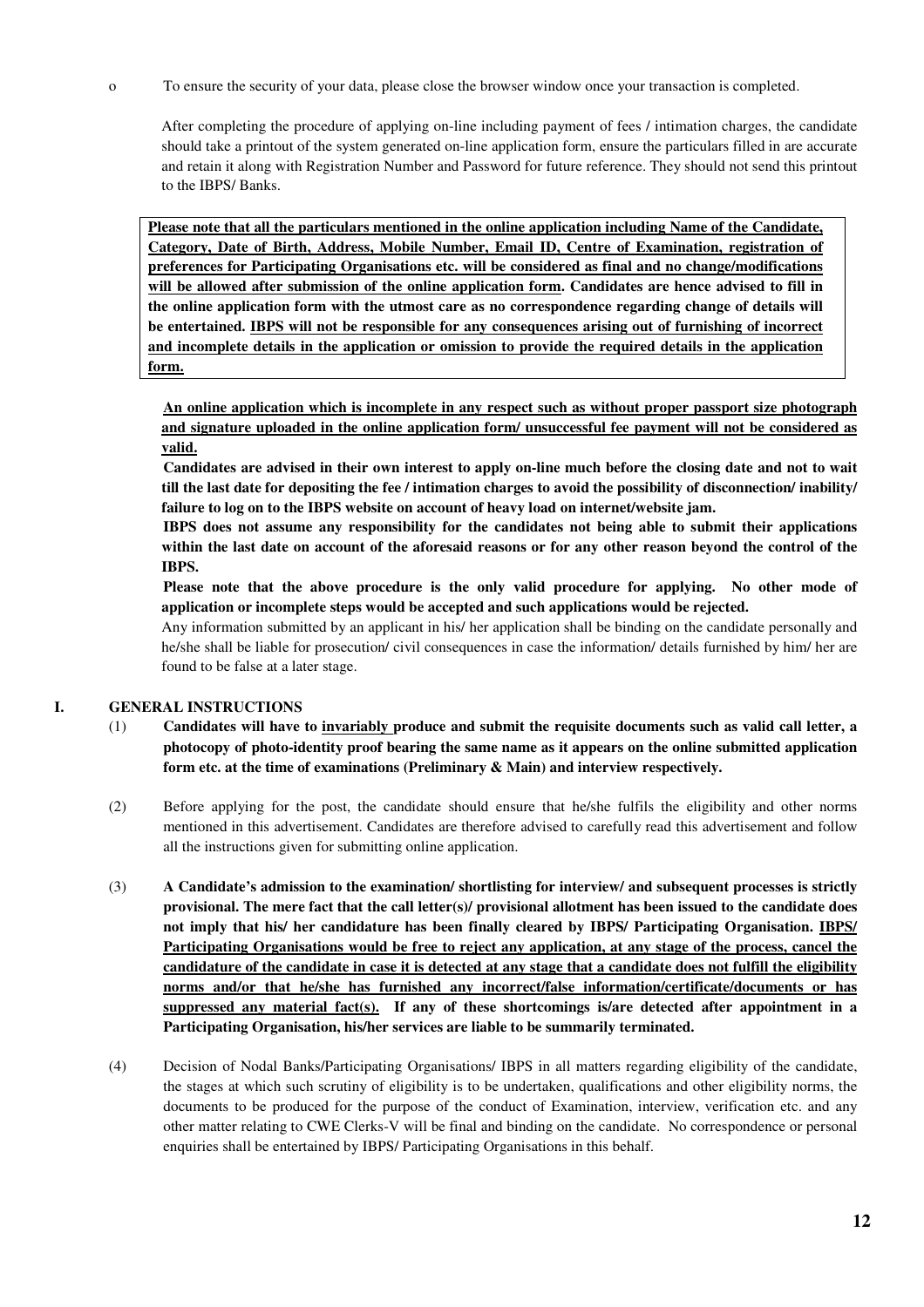- To ensure the security of your data, please close the browser window once your transaction is completed.

After completing the procedure of applying on-line including payment of fees / intimation charges, the candidate should take a printout of the system generated on-line application form, ensure the particulars filled in are accurate and retain it along with Registration Number and Password for future reference. They should not send this printout to the IBPS/ Banks.

**Please note that all the particulars mentioned in the online application including Name of the Candidate, Category, Date of Birth, Address, Mobile Number, Email ID, Centre of Examination, registration of preferences for Participating Organisations etc. will be considered as final and no change/modifications will be allowed after submission of the online application form. Candidates are hence advised to fill in the online application form with the utmost care as no correspondence regarding change of details will be entertained. IBPS will not be responsible for any consequences arising out of furnishing of incorrect and incomplete details in the application or omission to provide the required details in the application form.**

**An online application which is incomplete in any respect such as without proper passport size photograph and signature uploaded in the online application form/ unsuccessful fee payment will not be considered as valid.**

**Candidates are advised in their own interest to apply on-line much before the closing date and not to wait till the last date for depositing the fee / intimation charges to avoid the possibility of disconnection/ inability/ failure to log on to the IBPS website on account of heavy load on internet/website jam.**

**IBPS does not assume any responsibility for the candidates not being able to submit their applications within the last date on account of the aforesaid reasons or for any other reason beyond the control of the IBPS.**

**Please note that the above procedure is the only valid procedure for applying. No other mode of application or incomplete steps would be accepted and such applications would be rejected.**

Any information submitted by an applicant in his/ her application shall be binding on the candidate personally and he/she shall be liable for prosecution/ civil consequences in case the information/ details furnished by him/ her are found to be false at a later stage.

## I. GENERAL INSTRUCTIONS

(1) **Candidates will have to invariably produce and submit the requisite documents such as valid call letter, a photocopy of photo-identity proof bearing the same name as it appears on the online submitted application form etc. at the time of examinations (Preliminary & Main) and interview respectively.**

(2) Before applying for the post, the candidate should ensure that he/she fulfils the eligibility and other norms mentioned in this advertisement. Candidates are therefore advised to carefully read this advertisement and follow all the instructions given for submitting online application.

(3) **A Candidate's admission to the examination/ shortlisting for interview/ and subsequent processes is strictly provisional. The mere fact that the call letter(s)/ provisional allotment has been issued to the candidate does not imply that his/ her candidature has been finally cleared by IBPS/ Participating Organisation. IBPS/ Participating Organisations would be free to reject any application, at any stage of the process, cancel the candidature of the candidate in case it is detected at any stage that a candidate does not fulfill the eligibility norms and/or that he/she has furnished any incorrect/false information/certificate/documents or has suppressed any material fact(s). If any of these shortcomings is/are detected after appointment in a Participating Organisation, his/her services are liable to be summarily terminated.**

(4) Decision of Nodal Banks/Participating Organisations/ IBPS in all matters regarding eligibility of the candidate, the stages at which such scrutiny of eligibility is to be undertaken, qualifications and other eligibility norms, the documents to be produced for the purpose of the conduct of Examination, interview, verification etc. and any other matter relating to CWE Clerks-V will be final and binding on the candidate. No correspondence or personal enquiries shall be entertained by IBPS/ Participating Organisations in this behalf.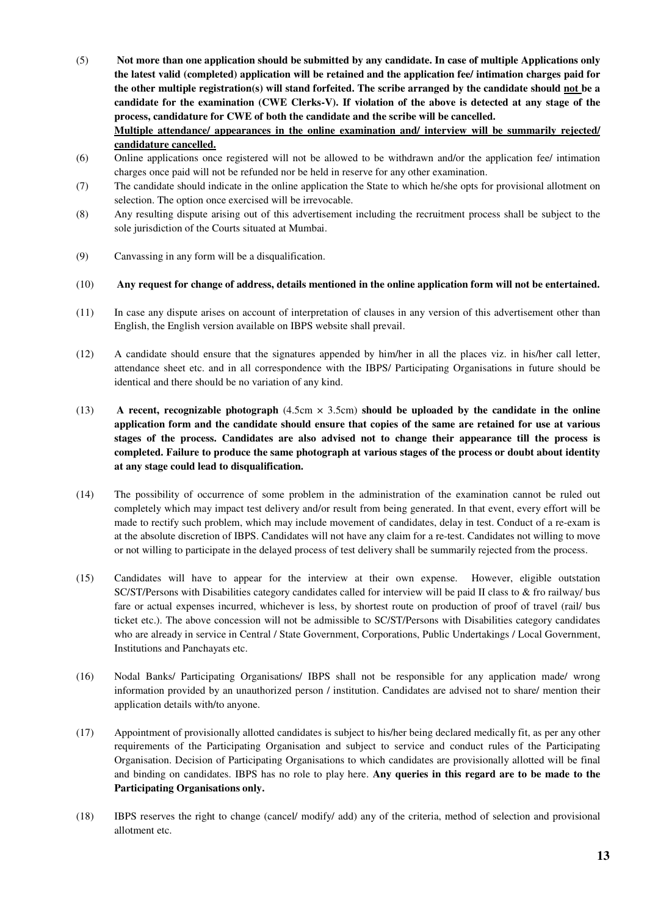(5) **Not more than one application should be submitted by any candidate. In case of multiple Applications only the latest valid (completed) application will be retained and the application fee/ intimation charges paid for the other multiple registration(s) will stand forfeited. The scribe arranged by the candidate should not be a candidate for the examination (CWE Clerks-V). If violation of the above is detected at any stage of the process, candidature for CWE of both the candidate and the scribe will be cancelled.**
**Multiple attendance/ appearances in the online examination and/ interview will be summarily rejected/ candidature cancelled.**

(6) Online applications once registered will not be allowed to be withdrawn and/or the application fee/ intimation charges once paid will not be refunded nor be held in reserve for any other examination.

(7) The candidate should indicate in the online application the State to which he/she opts for provisional allotment on selection. The option once exercised will be irrevocable.

(8) Any resulting dispute arising out of this advertisement including the recruitment process shall be subject to the sole jurisdiction of the Courts situated at Mumbai.

(9) Canvassing in any form will be a disqualification.

(10) **Any request for change of address, details mentioned in the online application form will not be entertained.**

(11) In case any dispute arises on account of interpretation of clauses in any version of this advertisement other than English, the English version available on IBPS website shall prevail.

(12) A candidate should ensure that the signatures appended by him/her in all the places viz. in his/her call letter, attendance sheet etc. and in all correspondence with the IBPS/ Participating Organisations in future should be identical and there should be no variation of any kind.

(13) **A recent, recognizable photograph** (4.5cm × 3.5cm) **should be uploaded by the candidate in the online application form and the candidate should ensure that copies of the same are retained for use at various stages of the process. Candidates are also advised not to change their appearance till the process is completed. Failure to produce the same photograph at various stages of the process or doubt about identity at any stage could lead to disqualification.**

(14) The possibility of occurrence of some problem in the administration of the examination cannot be ruled out completely which may impact test delivery and/or result from being generated. In that event, every effort will be made to rectify such problem, which may include movement of candidates, delay in test. Conduct of a re-exam is at the absolute discretion of IBPS. Candidates will not have any claim for a re-test. Candidates not willing to move or not willing to participate in the delayed process of test delivery shall be summarily rejected from the process.

(15) Candidates will have to appear for the interview at their own expense. However, eligible outstation SC/ST/Persons with Disabilities category candidates called for interview will be paid II class to & fro railway/ bus fare or actual expenses incurred, whichever is less, by shortest route on production of proof of travel (rail/ bus ticket etc.). The above concession will not be admissible to SC/ST/Persons with Disabilities category candidates who are already in service in Central / State Government, Corporations, Public Undertakings / Local Government, Institutions and Panchayats etc.

(16) Nodal Banks/ Participating Organisations/ IBPS shall not be responsible for any application made/ wrong information provided by an unauthorized person / institution. Candidates are advised not to share/ mention their application details with/to anyone.

(17) Appointment of provisionally allotted candidates is subject to his/her being declared medically fit, as per any other requirements of the Participating Organisation and subject to service and conduct rules of the Participating Organisation. Decision of Participating Organisations to which candidates are provisionally allotted will be final and binding on candidates. IBPS has no role to play here. **Any queries in this regard are to be made to the Participating Organisations only.**

(18) IBPS reserves the right to change (cancel/ modify/ add) any of the criteria, method of selection and provisional allotment etc.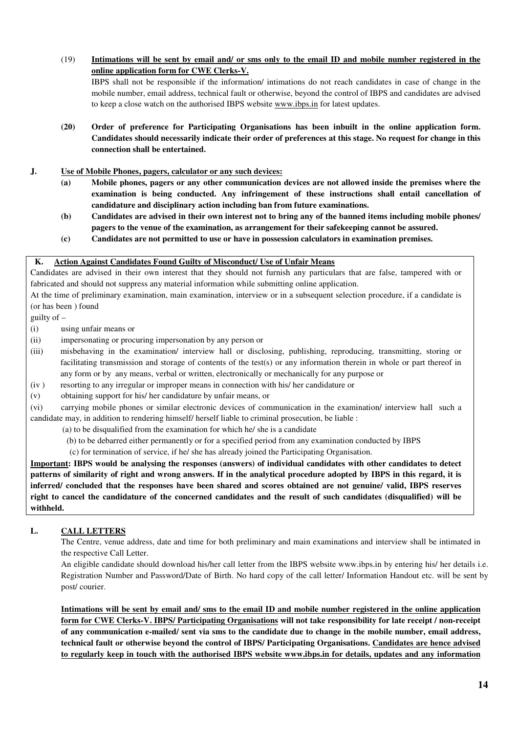(19) **Intimations will be sent by email and/ or sms only to the email ID and mobile number registered in the online application form for CWE Clerks-V.**

IBPS shall not be responsible if the information/ intimations do not reach candidates in case of change in the mobile number, email address, technical fault or otherwise, beyond the control of IBPS and candidates are advised to keep a close watch on the authorised IBPS website www.ibps.in for latest updates.

**(20) Order of preference for Participating Organisations has been inbuilt in the online application form. Candidates should necessarily indicate their order of preferences at this stage. No request for change in this connection shall be entertained.**

## J. Use of Mobile Phones, pagers, calculator or any such devices:

**(a) Mobile phones, pagers or any other communication devices are not allowed inside the premises where the examination is being conducted. Any infringement of these instructions shall entail cancellation of candidature and disciplinary action including ban from future examinations.**

**(b) Candidates are advised in their own interest not to bring any of the banned items including mobile phones/ pagers to the venue of the examination, as arrangement for their safekeeping cannot be assured.**

**(c) Candidates are not permitted to use or have in possession calculators in examination premises.**

## K. Action Against Candidates Found Guilty of Misconduct/ Use of Unfair Means

Candidates are advised in their own interest that they should not furnish any particulars that are false, tampered with or fabricated and should not suppress any material information while submitting online application.

At the time of preliminary examination, main examination, interview or in a subsequent selection procedure, if a candidate is (or has been ) found

guilty of –

(i) using unfair means or

(ii) impersonating or procuring impersonation by any person or

(iii) misbehaving in the examination/ interview hall or disclosing, publishing, reproducing, transmitting, storing or facilitating transmission and storage of contents of the test(s) or any information therein in whole or part thereof in any form or by any means, verbal or written, electronically or mechanically for any purpose or

(iv ) resorting to any irregular or improper means in connection with his/ her candidature or

(v) obtaining support for his/ her candidature by unfair means, or

(vi) carrying mobile phones or similar electronic devices of communication in the examination/ interview hall such a candidate may, in addition to rendering himself/ herself liable to criminal prosecution, be liable :

(a) to be disqualified from the examination for which he/ she is a candidate

(b) to be debarred either permanently or for a specified period from any examination conducted by IBPS

(c) for termination of service, if he/ she has already joined the Participating Organisation.

**Important: IBPS would be analysing the responses (answers) of individual candidates with other candidates to detect patterns of similarity of right and wrong answers. If in the analytical procedure adopted by IBPS in this regard, it is inferred/ concluded that the responses have been shared and scores obtained are not genuine/ valid, IBPS reserves right to cancel the candidature of the concerned candidates and the result of such candidates (disqualified) will be withheld.**

## L. CALL LETTERS

The Centre, venue address, date and time for both preliminary and main examinations and interview shall be intimated in the respective Call Letter.

An eligible candidate should download his/her call letter from the IBPS website www.ibps.in by entering his/ her details i.e. Registration Number and Password/Date of Birth. No hard copy of the call letter/ Information Handout etc. will be sent by post/ courier.

**Intimations will be sent by email and/ sms to the email ID and mobile number registered in the online application form for CWE Clerks-V. IBPS/ Participating Organisations will not take responsibility for late receipt / non-receipt of any communication e-mailed/ sent via sms to the candidate due to change in the mobile number, email address, technical fault or otherwise beyond the control of IBPS/ Participating Organisations. Candidates are hence advised to regularly keep in touch with the authorised IBPS website www.ibps.in for details, updates and any information**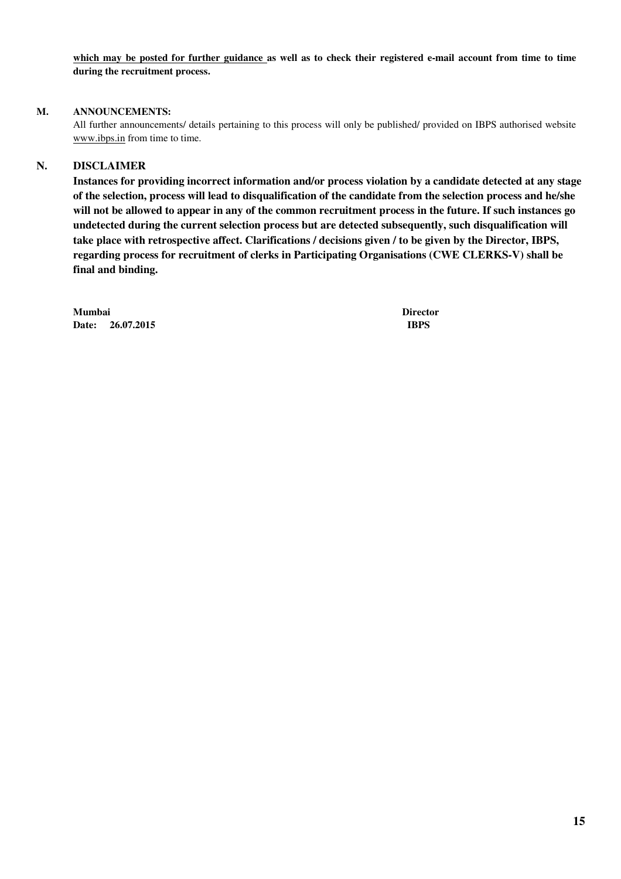**which may be posted for further guidance as well as to check their registered e-mail account from time to time during the recruitment process.**

## M. ANNOUNCEMENTS:

All further announcements/ details pertaining to this process will only be published/ provided on IBPS authorised website www.ibps.in from time to time.

## N. DISCLAIMER

**Instances for providing incorrect information and/or process violation by a candidate detected at any stage of the selection, process will lead to disqualification of the candidate from the selection process and he/she will not be allowed to appear in any of the common recruitment process in the future. If such instances go undetected during the current selection process but are detected subsequently, such disqualification will take place with retrospective affect. Clarifications / decisions given / to be given by the Director, IBPS, regarding process for recruitment of clerks in Participating Organisations (CWE CLERKS-V) shall be final and binding.**

**Mumbai** **Director**
**Date: 26.07.2015** **IBPS**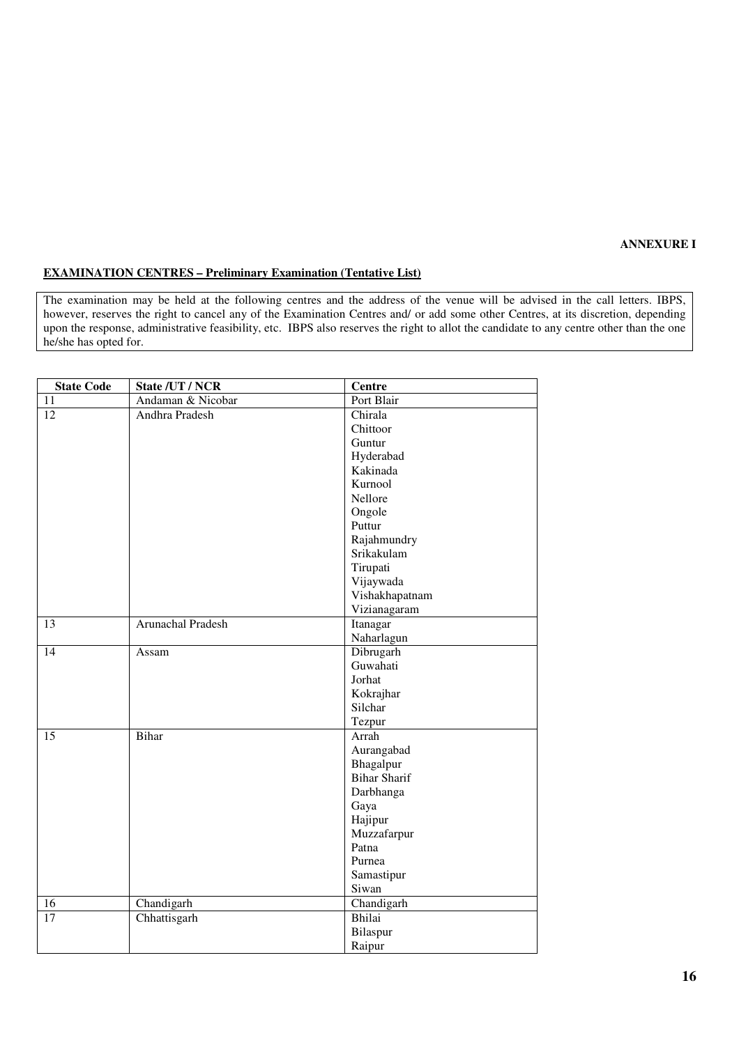**ANNEXURE I**

**EXAMINATION CENTRES – Preliminary Examination (Tentative List)**

The examination may be held at the following centres and the address of the venue will be advised in the call letters. IBPS, however, reserves the right to cancel any of the Examination Centres and/ or add some other Centres, at its discretion, depending upon the response, administrative feasibility, etc. IBPS also reserves the right to allot the candidate to any centre other than the one he/she has opted for.

| State Code | State /UT / NCR | Centre |
|---|---|---|
| 11 | Andaman & Nicobar | Port Blair |
| 12 | Andhra Pradesh | Chirala |
| | | Chittoor |
| | | Guntur |
| | | Hyderabad |
| | | Kakinada |
| | | Kurnool |
| | | Nellore |
| | | Ongole |
| | | Puttur |
| | | Rajahmundry |
| | | Srikakulam |
| | | Tirupati |
| | | Vijaywada |
| | | Vishakhapatnam |
| | | Vizianagaram |
| 13 | Arunachal Pradesh | Itanagar |
| | | Naharlagun |
| 14 | Assam | Dibrugarh |
| | | Guwahati |
| | | Jorhat |
| | | Kokrajhar |
| | | Silchar |
| | | Tezpur |
| 15 | Bihar | Arrah |
| | | Aurangabad |
| | | Bhagalpur |
| | | Bihar Sharif |
| | | Darbhanga |
| | | Gaya |
| | | Hajipur |
| | | Muzzafarpur |
| | | Patna |
| | | Purnea |
| | | Samastipur |
| | | Siwan |
| 16 | Chandigarh | Chandigarh |
| 17 | Chhattisgarh | Bhilai |
| | | Bilaspur |
| | | Raipur |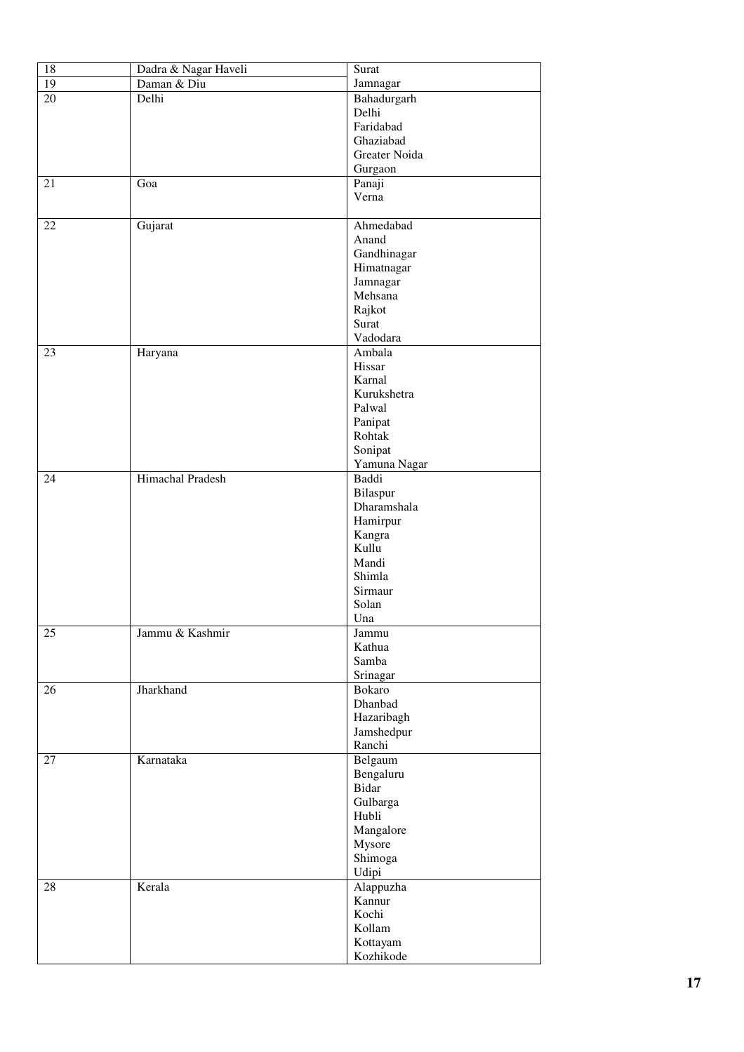| 18 | Dadra & Nagar Haveli | Surat |
|---|---|---|
| 19 | Daman & Diu | Jamnagar |
| 20 | Delhi | Bahadurgarh<br>Delhi<br>Faridabad<br>Ghaziabad<br>Greater Noida<br>Gurgaon |
| 21 | Goa | Panaji<br>Verna |
| 22 | Gujarat | Ahmedabad<br>Anand<br>Gandhinagar<br>Himatnagar<br>Jamnagar<br>Mehsana<br>Rajkot<br>Surat<br>Vadodara |
| 23 | Haryana | Ambala<br>Hissar<br>Karnal<br>Kurukshetra<br>Palwal<br>Panipat<br>Rohtak<br>Sonipat<br>Yamuna Nagar |
| 24 | Himachal Pradesh | Baddi<br>Bilaspur<br>Dharamshala<br>Hamirpur<br>Kangra<br>Kullu<br>Mandi<br>Shimla<br>Sirmaur<br>Solan<br>Una |
| 25 | Jammu & Kashmir | Jammu<br>Kathua<br>Samba<br>Srinagar |
| 26 | Jharkhand | Bokaro<br>Dhanbad<br>Hazaribagh<br>Jamshedpur<br>Ranchi |
| 27 | Karnataka | Belgaum<br>Bengaluru<br>Bidar<br>Gulbarga<br>Hubli<br>Mangalore<br>Mysore<br>Shimoga<br>Udipi |
| 28 | Kerala | Alappuzha<br>Kannur<br>Kochi<br>Kollam<br>Kottayam<br>Kozhikode |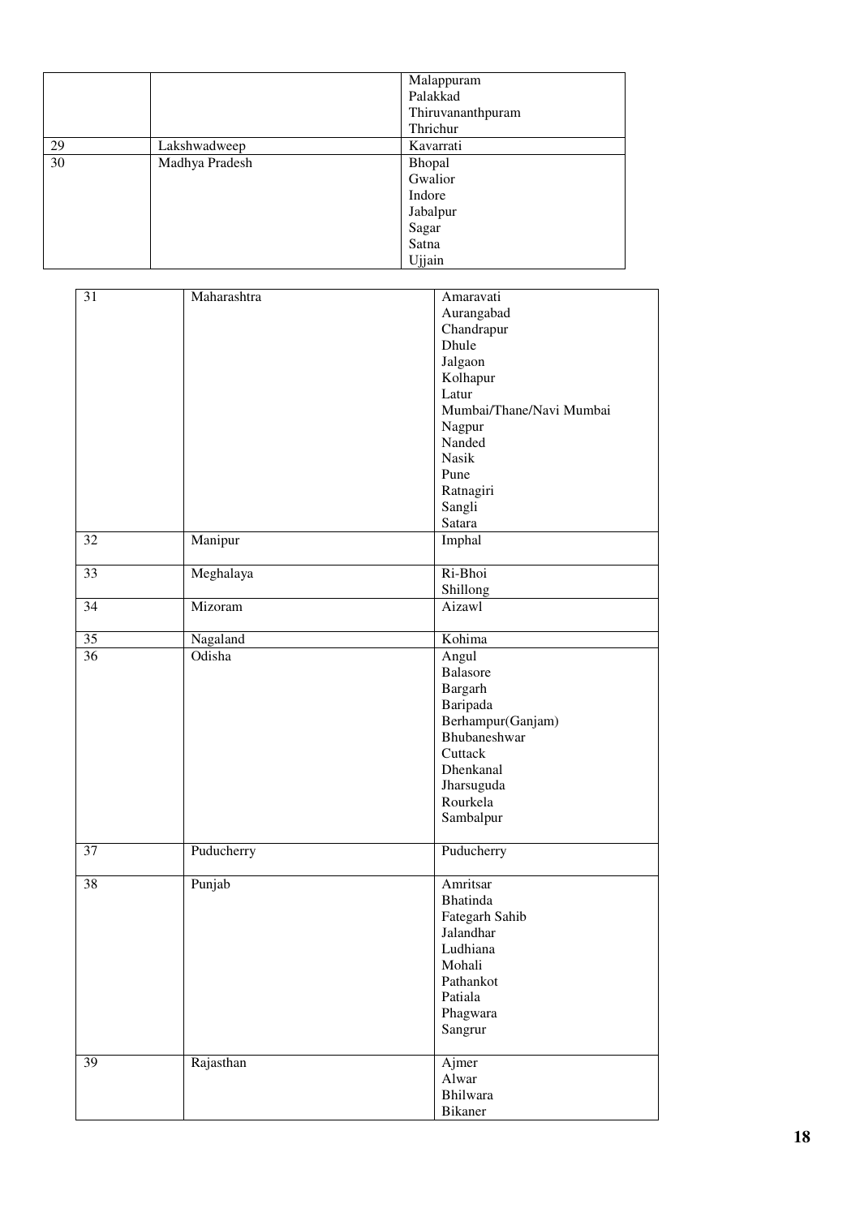| | | |
|---|---|---|
| | | Malappuram<br>Palakkad<br>Thiruvananthpuram<br>Thrichur |
| 29 | Lakshwadweep | Kavarrati |
| 30 | Madhya Pradesh | Bhopal<br>Gwalior<br>Indore<br>Jabalpur<br>Sagar<br>Satna<br>Ujjain |

| | | |
|---|---|---|
| 31 | Maharashtra | Amaravati<br>Aurangabad<br>Chandrapur<br>Dhule<br>Jalgaon<br>Kolhapur<br>Latur<br>Mumbai/Thane/Navi Mumbai<br>Nagpur<br>Nanded<br>Nasik<br>Pune<br>Ratnagiri<br>Sangli<br>Satara |
| 32 | Manipur | Imphal |
| 33 | Meghalaya | Ri-Bhoi<br>Shillong |
| 34 | Mizoram | Aizawl |
| 35 | Nagaland | Kohima |
| 36 | Odisha | Angul<br>Balasore<br>Bargarh<br>Baripada<br>Berhampur(Ganjam)<br>Bhubaneshwar<br>Cuttack<br>Dhenkanal<br>Jharsuguda<br>Rourkela<br>Sambalpur |
| 37 | Puducherry | Puducherry |
| 38 | Punjab | Amritsar<br>Bhatinda<br>Fategarh Sahib<br>Jalandhar<br>Ludhiana<br>Mohali<br>Pathankot<br>Patiala<br>Phagwara<br>Sangrur |
| 39 | Rajasthan | Ajmer<br>Alwar<br>Bhilwara<br>Bikaner |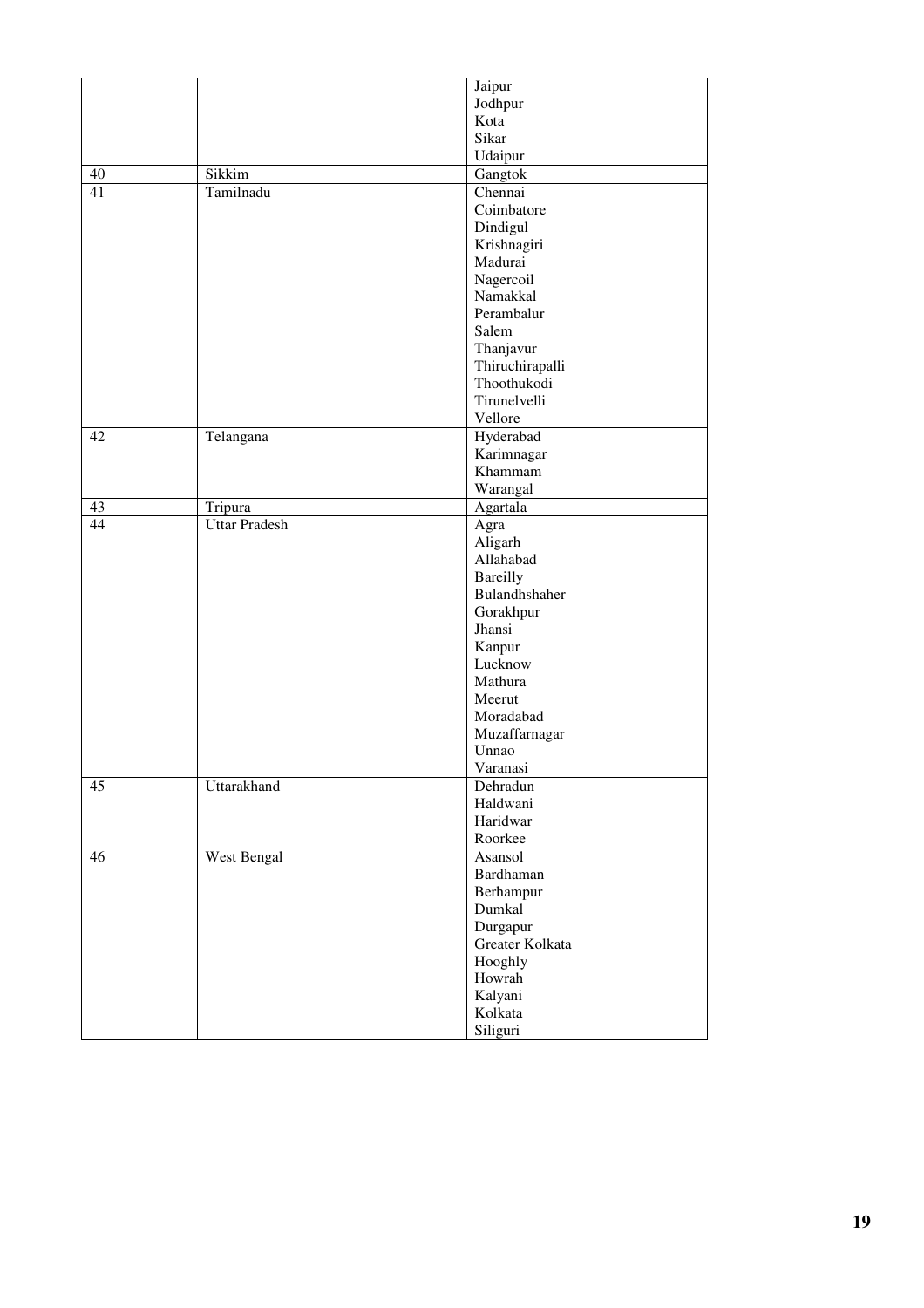|  |  |  |
|---|---|---|
|  |  | Jaipur<br>Jodhpur<br>Kota<br>Sikar<br>Udaipur |
| 40 | Sikkim | Gangtok |
| 41 | Tamilnadu | Chennai<br>Coimbatore<br>Dindigul<br>Krishnagiri<br>Madurai<br>Nagercoil<br>Namakkal<br>Perambalur<br>Salem<br>Thanjavur<br>Thiruchirapalli<br>Thoothukodi<br>Tirunelvelli<br>Vellore |
| 42 | Telangana | Hyderabad<br>Karimnagar<br>Khammam<br>Warangal |
| 43 | Tripura | Agartala |
| 44 | Uttar Pradesh | Agra<br>Aligarh<br>Allahabad<br>Bareilly<br>Bulandhshaher<br>Gorakhpur<br>Jhansi<br>Kanpur<br>Lucknow<br>Mathura<br>Meerut<br>Moradabad<br>Muzaffarnagar<br>Unnao<br>Varanasi |
| 45 | Uttarakhand | Dehradun<br>Haldwani<br>Haridwar<br>Roorkee |
| 46 | West Bengal | Asansol<br>Bardhaman<br>Berhampur<br>Dumkal<br>Durgapur<br>Greater Kolkata<br>Hooghly<br>Howrah<br>Kalyani<br>Kolkata<br>Siliguri |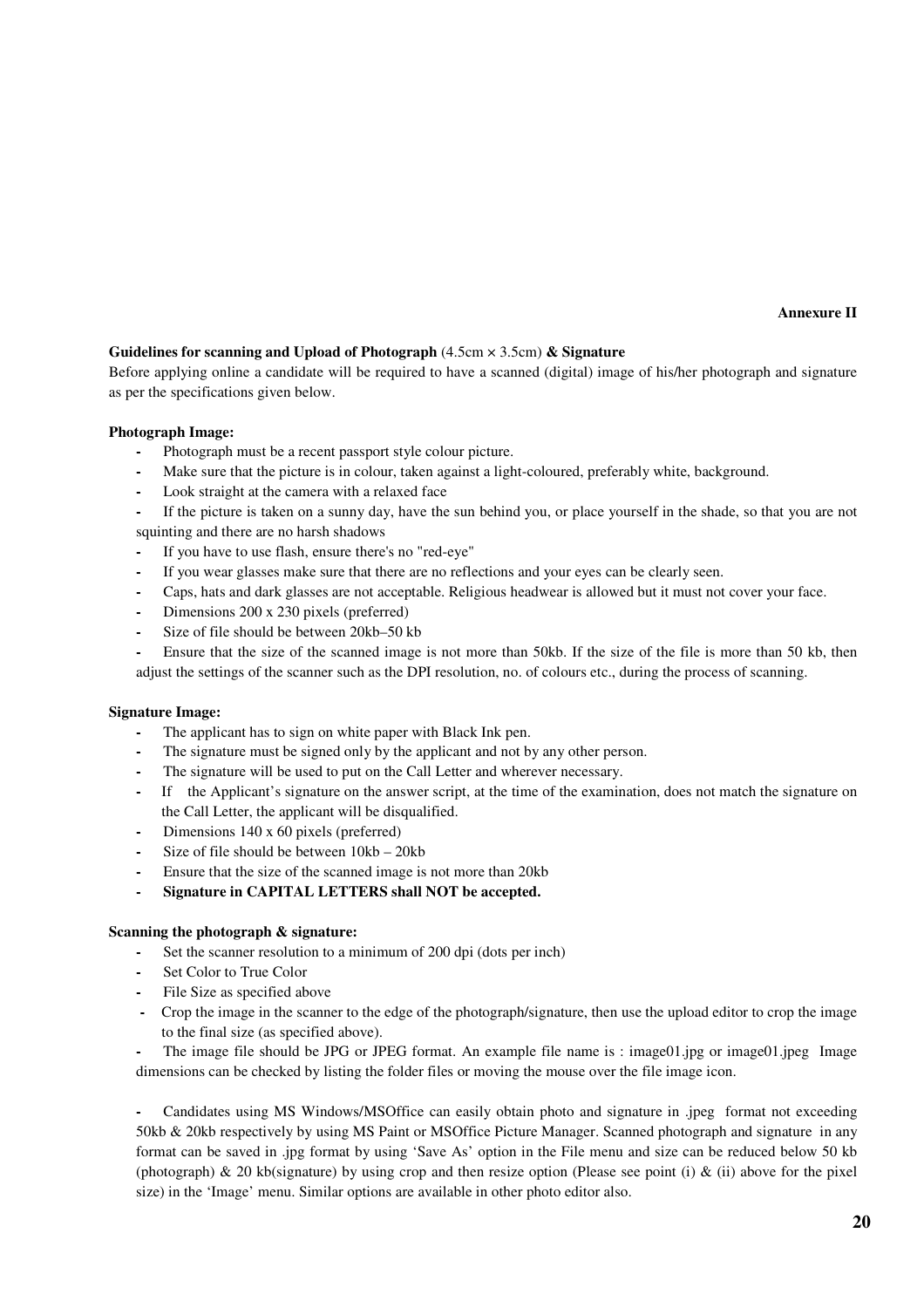**Annexure II**

**Guidelines for scanning and Upload of Photograph** (4.5cm × 3.5cm) **& Signature**

Before applying online a candidate will be required to have a scanned (digital) image of his/her photograph and signature as per the specifications given below.

**Photograph Image:**

- Photograph must be a recent passport style colour picture.
- Make sure that the picture is in colour, taken against a light-coloured, preferably white, background.
- Look straight at the camera with a relaxed face
- If the picture is taken on a sunny day, have the sun behind you, or place yourself in the shade, so that you are not squinting and there are no harsh shadows
- If you have to use flash, ensure there's no "red-eye"
- If you wear glasses make sure that there are no reflections and your eyes can be clearly seen.
- Caps, hats and dark glasses are not acceptable. Religious headwear is allowed but it must not cover your face.
- Dimensions 200 x 230 pixels (preferred)
- Size of file should be between 20kb–50 kb
- Ensure that the size of the scanned image is not more than 50kb. If the size of the file is more than 50 kb, then adjust the settings of the scanner such as the DPI resolution, no. of colours etc., during the process of scanning.

**Signature Image:**

- The applicant has to sign on white paper with Black Ink pen.
- The signature must be signed only by the applicant and not by any other person.
- The signature will be used to put on the Call Letter and wherever necessary.
- If the Applicant's signature on the answer script, at the time of the examination, does not match the signature on the Call Letter, the applicant will be disqualified.
- Dimensions 140 x 60 pixels (preferred)
- Size of file should be between 10kb – 20kb
- Ensure that the size of the scanned image is not more than 20kb
- **Signature in CAPITAL LETTERS shall NOT be accepted.**

**Scanning the photograph & signature:**

- Set the scanner resolution to a minimum of 200 dpi (dots per inch)
- Set Color to True Color
- File Size as specified above
- Crop the image in the scanner to the edge of the photograph/signature, then use the upload editor to crop the image to the final size (as specified above).
- The image file should be JPG or JPEG format. An example file name is : image01.jpg or image01.jpeg Image dimensions can be checked by listing the folder files or moving the mouse over the file image icon.

- Candidates using MS Windows/MSOffice can easily obtain photo and signature in .jpeg format not exceeding 50kb & 20kb respectively by using MS Paint or MSOffice Picture Manager. Scanned photograph and signature in any format can be saved in .jpg format by using 'Save As' option in the File menu and size can be reduced below 50 kb (photograph) & 20 kb(signature) by using crop and then resize option (Please see point (i) & (ii) above for the pixel size) in the 'Image' menu. Similar options are available in other photo editor also.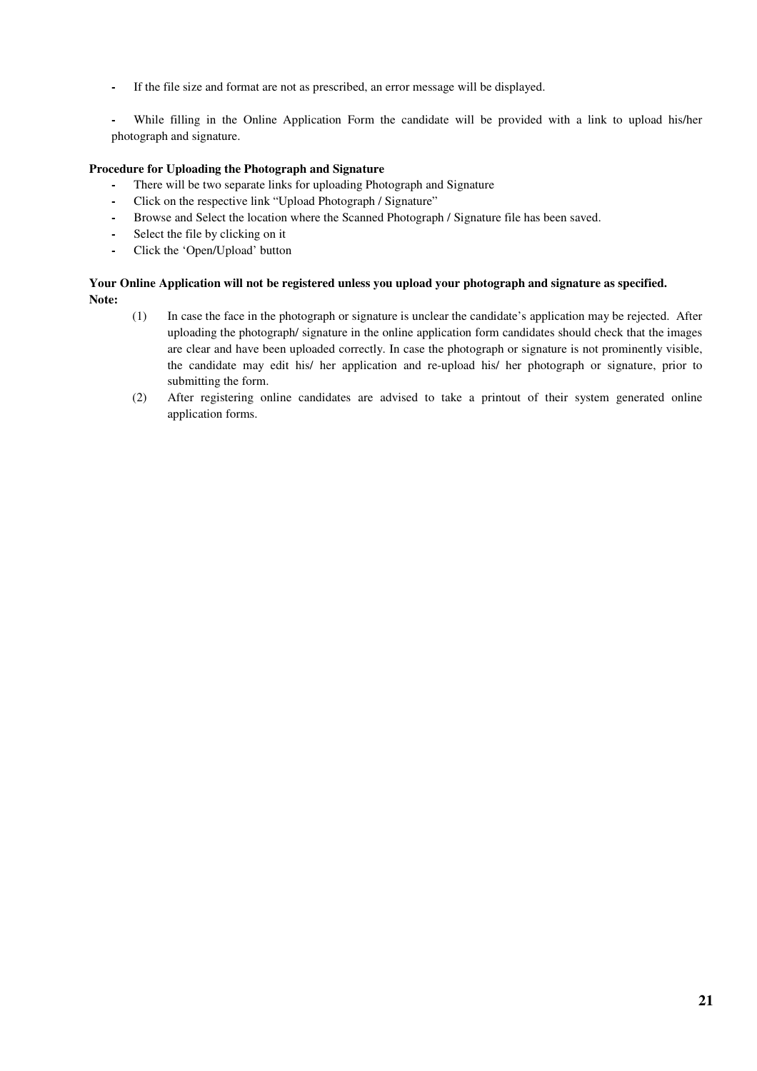- If the file size and format are not as prescribed, an error message will be displayed.

- While filling in the Online Application Form the candidate will be provided with a link to upload his/her photograph and signature.

**Procedure for Uploading the Photograph and Signature**

- There will be two separate links for uploading Photograph and Signature
- Click on the respective link "Upload Photograph / Signature"
- Browse and Select the location where the Scanned Photograph / Signature file has been saved.
- Select the file by clicking on it
- Click the 'Open/Upload' button

**Your Online Application will not be registered unless you upload your photograph and signature as specified.**

**Note:**

(1) In case the face in the photograph or signature is unclear the candidate's application may be rejected. After uploading the photograph/ signature in the online application form candidates should check that the images are clear and have been uploaded correctly. In case the photograph or signature is not prominently visible, the candidate may edit his/ her application and re-upload his/ her photograph or signature, prior to submitting the form.

(2) After registering online candidates are advised to take a printout of their system generated online application forms.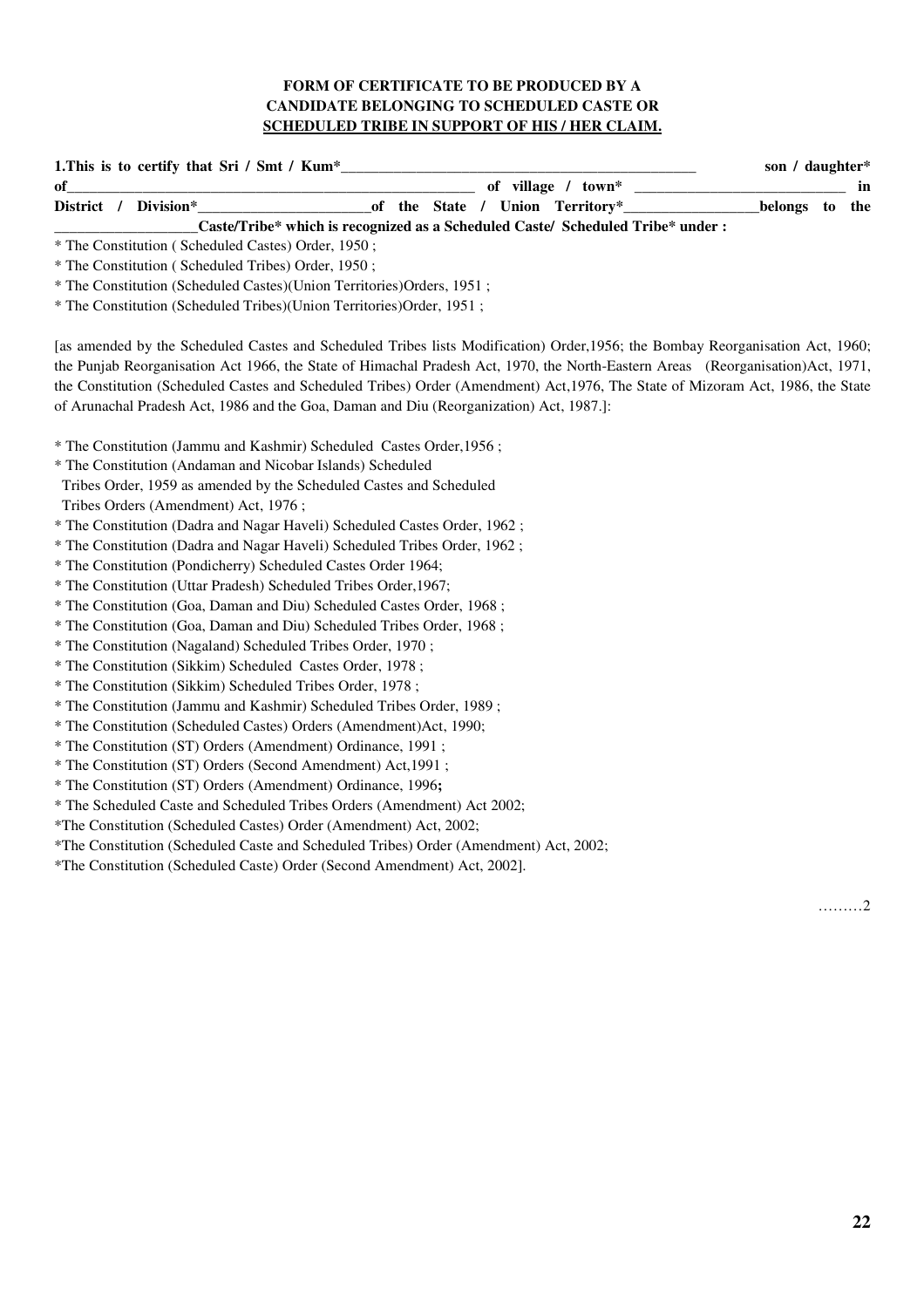**FORM OF CERTIFICATE TO BE PRODUCED BY A CANDIDATE BELONGING TO SCHEDULED CASTE OR <u>SCHEDULED TRIBE IN SUPPORT OF HIS / HER CLAIM.</u>**

**1.This is to certify that Sri / Smt / Kum*\_\_\_\_\_\_\_\_\_\_\_\_\_\_\_\_\_\_\_\_\_\_\_\_\_\_\_\_\_\_\_\_\_\_\_\_\_\_\_\_\_\_\_\_\_\_\_\_ son / daughter* of\_\_\_\_\_\_\_\_\_\_\_\_\_\_\_\_\_\_\_\_\_\_\_\_\_\_\_\_\_\_\_\_\_\_\_\_\_\_\_\_\_\_\_\_\_\_\_\_\_\_\_\_\_\_ of village / town* \_\_\_\_\_\_\_\_\_\_\_\_\_\_\_\_\_\_\_\_\_\_\_\_\_\_\_\_ in District / Division*\_\_\_\_\_\_\_\_\_\_\_\_\_\_\_\_\_\_\_\_\_\_\_\_of the State / Union Territory*\_\_\_\_\_\_\_\_\_\_\_\_\_\_\_\_\_\_belongs to the \_\_\_\_\_\_\_\_\_\_\_\_\_\_\_\_\_\_\_Caste/Tribe* which is recognized as a Scheduled Caste/ Scheduled Tribe* under :**

\* The Constitution ( Scheduled Castes) Order, 1950 ;

\* The Constitution ( Scheduled Tribes) Order, 1950 ;

\* The Constitution (Scheduled Castes)(Union Territories)Orders, 1951 ;

\* The Constitution (Scheduled Tribes)(Union Territories)Order, 1951 ;

[as amended by the Scheduled Castes and Scheduled Tribes lists Modification) Order,1956; the Bombay Reorganisation Act, 1960; the Punjab Reorganisation Act 1966, the State of Himachal Pradesh Act, 1970, the North-Eastern Areas (Reorganisation)Act, 1971, the Constitution (Scheduled Castes and Scheduled Tribes) Order (Amendment) Act,1976, The State of Mizoram Act, 1986, the State of Arunachal Pradesh Act, 1986 and the Goa, Daman and Diu (Reorganization) Act, 1987.]:

\* The Constitution (Jammu and Kashmir) Scheduled Castes Order,1956 ;

\* The Constitution (Andaman and Nicobar Islands) Scheduled Tribes Order, 1959 as amended by the Scheduled Castes and Scheduled Tribes Orders (Amendment) Act, 1976 ;

\* The Constitution (Dadra and Nagar Haveli) Scheduled Castes Order, 1962 ;

\* The Constitution (Dadra and Nagar Haveli) Scheduled Tribes Order, 1962 ;

\* The Constitution (Pondicherry) Scheduled Castes Order 1964;

\* The Constitution (Uttar Pradesh) Scheduled Tribes Order,1967;

\* The Constitution (Goa, Daman and Diu) Scheduled Castes Order, 1968 ;

\* The Constitution (Goa, Daman and Diu) Scheduled Tribes Order, 1968 ;

\* The Constitution (Nagaland) Scheduled Tribes Order, 1970 ;

\* The Constitution (Sikkim) Scheduled Castes Order, 1978 ;

\* The Constitution (Sikkim) Scheduled Tribes Order, 1978 ;

\* The Constitution (Jammu and Kashmir) Scheduled Tribes Order, 1989 ;

\* The Constitution (Scheduled Castes) Orders (Amendment)Act, 1990;

\* The Constitution (ST) Orders (Amendment) Ordinance, 1991 ;

\* The Constitution (ST) Orders (Second Amendment) Act,1991 ;

\* The Constitution (ST) Orders (Amendment) Ordinance, 1996**;**

\* The Scheduled Caste and Scheduled Tribes Orders (Amendment) Act 2002;

\*The Constitution (Scheduled Castes) Order (Amendment) Act, 2002;

\*The Constitution (Scheduled Caste and Scheduled Tribes) Order (Amendment) Act, 2002;

\*The Constitution (Scheduled Caste) Order (Second Amendment) Act, 2002].

………2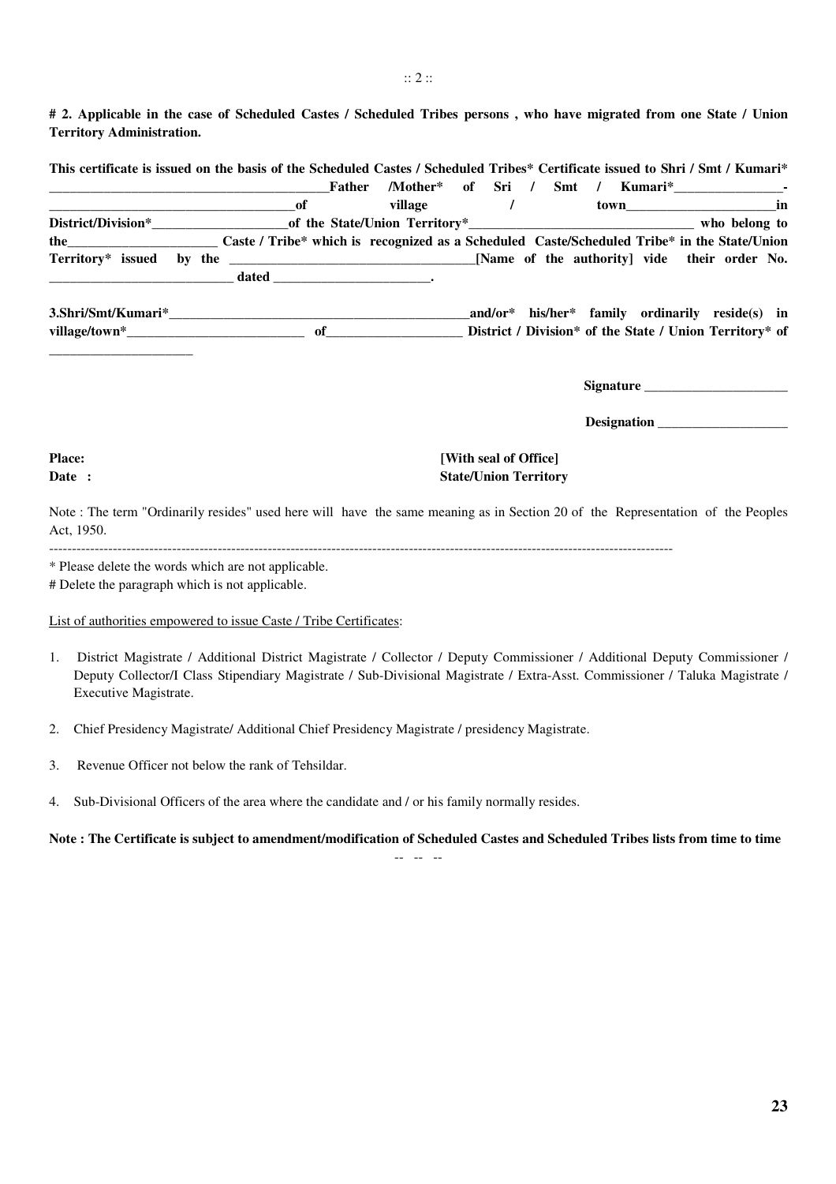**# 2. Applicable in the case of Scheduled Castes / Scheduled Tribes persons , who have migrated from one State / Union Territory Administration.**

**This certificate is issued on the basis of the Scheduled Castes / Scheduled Tribes* Certificate issued to Shri / Smt / Kumari* ________________________________________Father /Mother* of Sri / Smt / Kumari*________________-___________________________________of village / town______________________in District/Division*____________________of the State/Union Territory*_________________________________ who belong to the______________________ Caste / Tribe* which is recognized as a Scheduled Caste/Scheduled Tribe* in the State/Union Territory* issued by the ___________________________________[Name of the authority] vide their order No. ___________________________ dated _______________________.**

**3.Shri/Smt/Kumari*____________________________________________and/or* his/her* family ordinarily reside(s) in village/town*__________________________ of___________________ District / Division* of the State / Union Territory* of _____________________**

**Signature _____________________**

**Designation ___________________**

**Place:**
**Date :**

**[With seal of Office]**
**State/Union Territory**

Note : The term "Ordinarily resides" used here will have the same meaning as in Section 20 of the Representation of the Peoples Act, 1950.

---

* Please delete the words which are not applicable.
# Delete the paragraph which is not applicable.

List of authorities empowered to issue Caste / Tribe Certificates:

1. District Magistrate / Additional District Magistrate / Collector / Deputy Commissioner / Additional Deputy Commissioner / Deputy Collector/I Class Stipendiary Magistrate / Sub-Divisional Magistrate / Extra-Asst. Commissioner / Taluka Magistrate / Executive Magistrate.

2. Chief Presidency Magistrate/ Additional Chief Presidency Magistrate / presidency Magistrate.

3. Revenue Officer not below the rank of Tehsildar.

4. Sub-Divisional Officers of the area where the candidate and / or his family normally resides.

**Note : The Certificate is subject to amendment/modification of Scheduled Castes and Scheduled Tribes lists from time to time**

-- -- --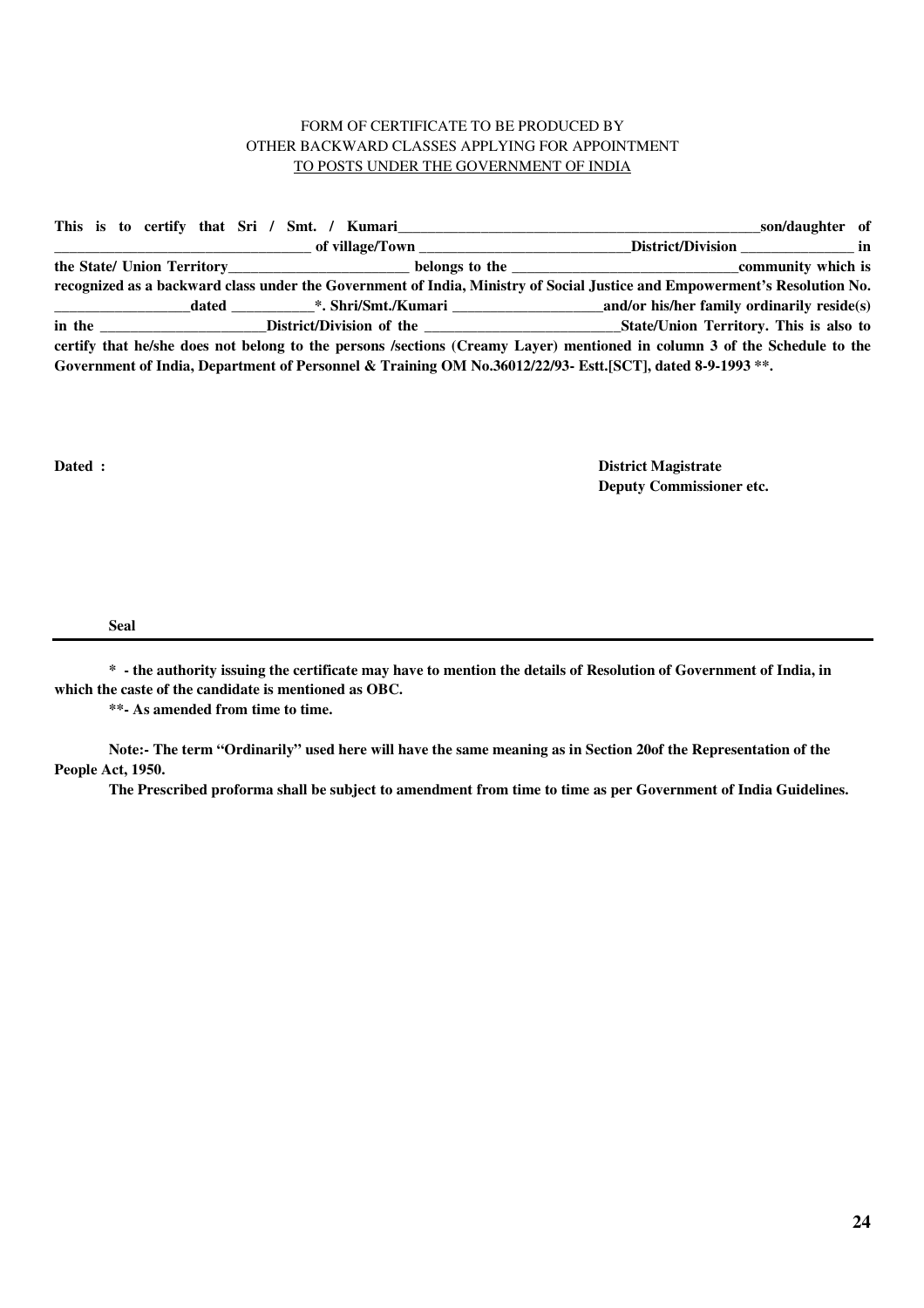FORM OF CERTIFICATE TO BE PRODUCED BY
OTHER BACKWARD CLASSES APPLYING FOR APPOINTMENT
TO POSTS UNDER THE GOVERNMENT OF INDIA

**This is to certify that Sri / Smt. / Kumari\_\_\_\_\_\_\_\_\_\_\_\_\_\_\_\_\_\_\_\_\_\_\_\_\_\_\_\_\_\_\_\_\_\_\_\_\_\_\_\_\_\_\_\_\_\_\_\_\_\_son/daughter of \_\_\_\_\_\_\_\_\_\_\_\_\_\_\_\_\_\_\_\_\_\_\_\_\_\_\_\_\_\_\_\_\_\_ of village/Town \_\_\_\_\_\_\_\_\_\_\_\_\_\_\_\_\_\_\_\_\_\_\_\_\_\_\_\_\_District/Division \_\_\_\_\_\_\_\_\_\_\_\_\_\_\_\_ in the State/ Union Territory\_\_\_\_\_\_\_\_\_\_\_\_\_\_\_\_\_\_\_\_\_\_\_\_\_ belongs to the \_\_\_\_\_\_\_\_\_\_\_\_\_\_\_\_\_\_\_\_\_\_\_\_\_\_\_\_\_\_\_community which is recognized as a backward class under the Government of India, Ministry of Social Justice and Empowerment's Resolution No. \_\_\_\_\_\_\_\_\_\_\_\_\_\_\_\_\_\_\_dated \_\_\_\_\_\_\_\_\_\_\_\*. Shri/Smt./Kumari \_\_\_\_\_\_\_\_\_\_\_\_\_\_\_\_\_\_\_\_\_and/or his/her family ordinarily reside(s) in the \_\_\_\_\_\_\_\_\_\_\_\_\_\_\_\_\_\_\_\_\_\_District/Division of the \_\_\_\_\_\_\_\_\_\_\_\_\_\_\_\_\_\_\_\_\_\_\_\_\_\_\_State/Union Territory. This is also to certify that he/she does not belong to the persons /sections (Creamy Layer) mentioned in column 3 of the Schedule to the Government of India, Department of Personnel & Training OM No.36012/22/93- Estt.[SCT], dated 8-9-1993 \*\*.**

**Dated :**

**District Magistrate**
**Deputy Commissioner etc.**

**Seal**

---

**\* - the authority issuing the certificate may have to mention the details of Resolution of Government of India, in which the caste of the candidate is mentioned as OBC.**

**\*\*- As amended from time to time.**

**Note:- The term "Ordinarily" used here will have the same meaning as in Section 20of the Representation of the People Act, 1950.**

**The Prescribed proforma shall be subject to amendment from time to time as per Government of India Guidelines.**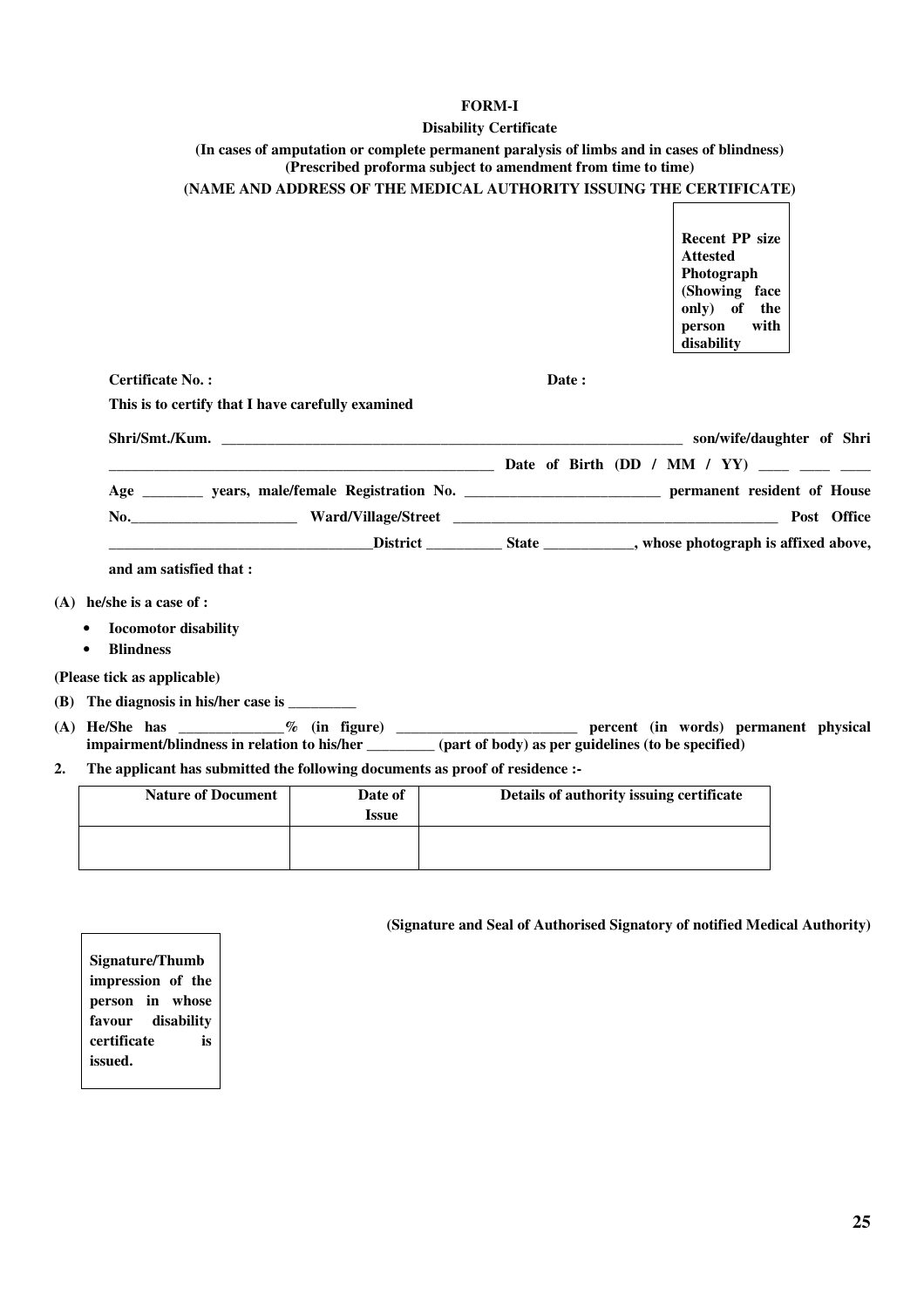**FORM-I**

**Disability Certificate**

**(In cases of amputation or complete permanent paralysis of limbs and in cases of blindness)**
**(Prescribed proforma subject to amendment from time to time)**

**(NAME AND ADDRESS OF THE MEDICAL AUTHORITY ISSUING THE CERTIFICATE)**

| **Recent PP size Attested Photograph (Showing face only) of the person with disability** |
|---|

**Certificate No. :** **Date :**

**This is to certify that I have carefully examined**

**Shri/Smt./Kum.** ________________________________________________________________ **son/wife/daughter of Shri** ___________________________________________________ **Date of Birth (DD / MM / YY)** ____ ____ ____ **Age** ________ **years, male/female Registration No.** _________________________ **permanent resident of House No.**______________________ **Ward/Village/Street** ____________________________________________ **Post Office** __________________________________**District** __________ **State** ____________**, whose photograph is affixed above, and am satisfied that :**

**(A) he/she is a case of :**

- **Iocomotor disability**
- **Blindness**

**(Please tick as applicable)**

**(B) The diagnosis in his/her case is** _________

**(A) He/She has** ______________**% (in figure)** ________________________ **percent (in words) permanent physical impairment/blindness in relation to his/her** _________ **(part of body) as per guidelines (to be specified)**

**2. The applicant has submitted the following documents as proof of residence :-**

| Nature of Document | Date of Issue | Details of authority issuing certificate |
|---|---|---|
| | | |

**(Signature and Seal of Authorised Signatory of notified Medical Authority)**

| **Signature/Thumb impression of the person in whose favour disability certificate is issued.** |
|---|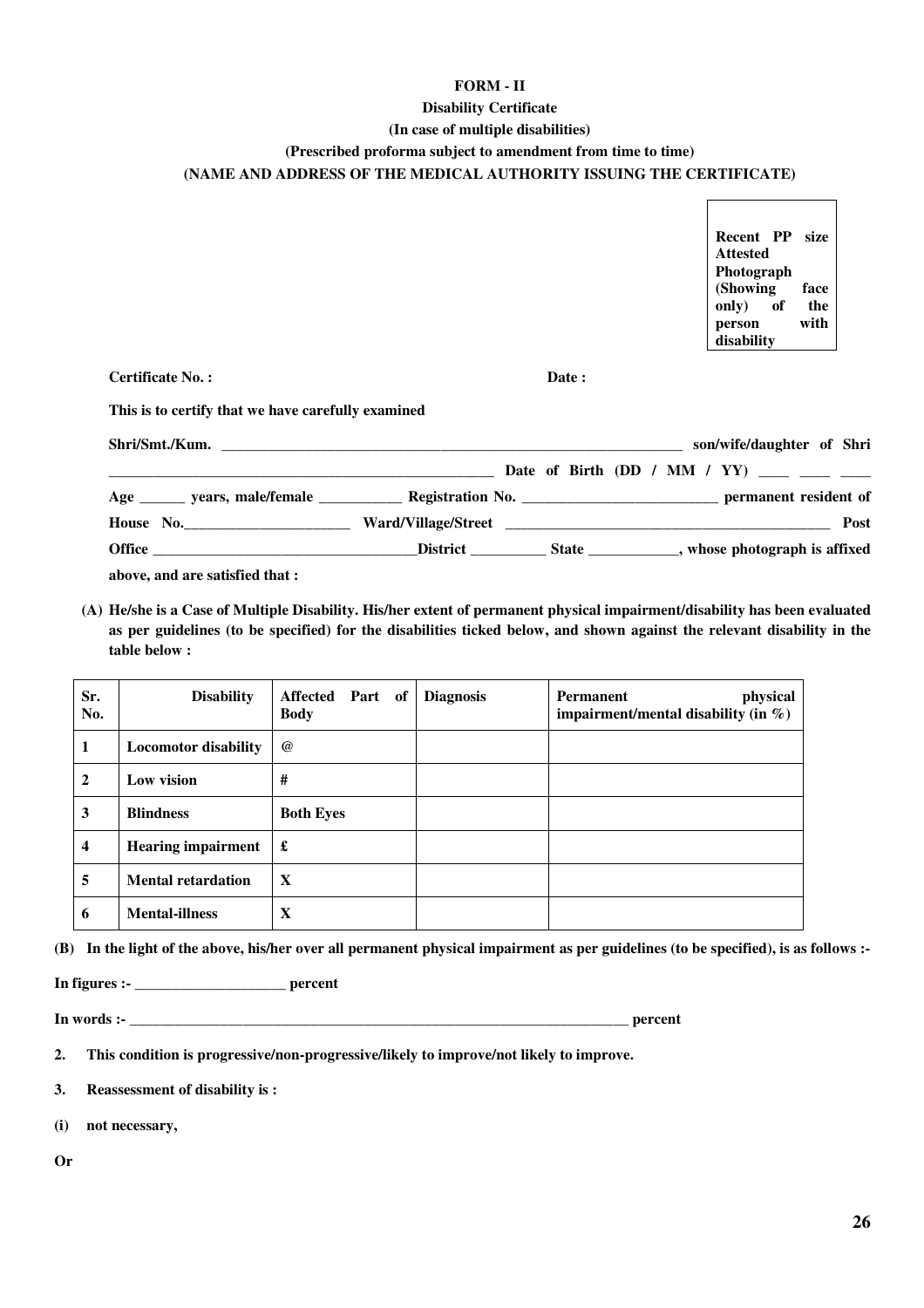**FORM - II**

**Disability Certificate**

**(In case of multiple disabilities)**

**(Prescribed proforma subject to amendment from time to time)**

**(NAME AND ADDRESS OF THE MEDICAL AUTHORITY ISSUING THE CERTIFICATE)**

| Recent PP size Attested Photograph (Showing face only) of the person with disability |
|---|

**Certificate No. :** **Date :**

**This is to certify that we have carefully examined**

**Shri/Smt./Kum.** ________________________________________________________________ **son/wife/daughter of Shri** ________________________________________________________ **Date of Birth (DD / MM / YY)** ____ ____ ____ **Age** ______ **years, male/female** ___________ **Registration No.** __________________________ **permanent resident of House No.**______________________ **Ward/Village/Street** ____________________________________________ **Post Office** ___________________________________**District** __________ **State** ____________**, whose photograph is affixed above, and are satisfied that :**

**(A) He/she is a Case of Multiple Disability. His/her extent of permanent physical impairment/disability has been evaluated as per guidelines (to be specified) for the disabilities ticked below, and shown against the relevant disability in the table below :**

| Sr. No. | Disability | Affected Part of Body | Diagnosis | Permanent physical impairment/mental disability (in %) |
|---|---|---|---|---|
| 1 | Locomotor disability | @ | | |
| 2 | Low vision | # | | |
| 3 | Blindness | Both Eyes | | |
| 4 | Hearing impairment | £ | | |
| 5 | Mental retardation | X | | |
| 6 | Mental-illness | X | | |

**(B) In the light of the above, his/her over all permanent physical impairment as per guidelines (to be specified), is as follows :-**

**In figures :-** ____________________ **percent**

**In words :-** ______________________________________________________________________ **percent**

**2. This condition is progressive/non-progressive/likely to improve/not likely to improve.**

**3. Reassessment of disability is :**

**(i) not necessary,**

**Or**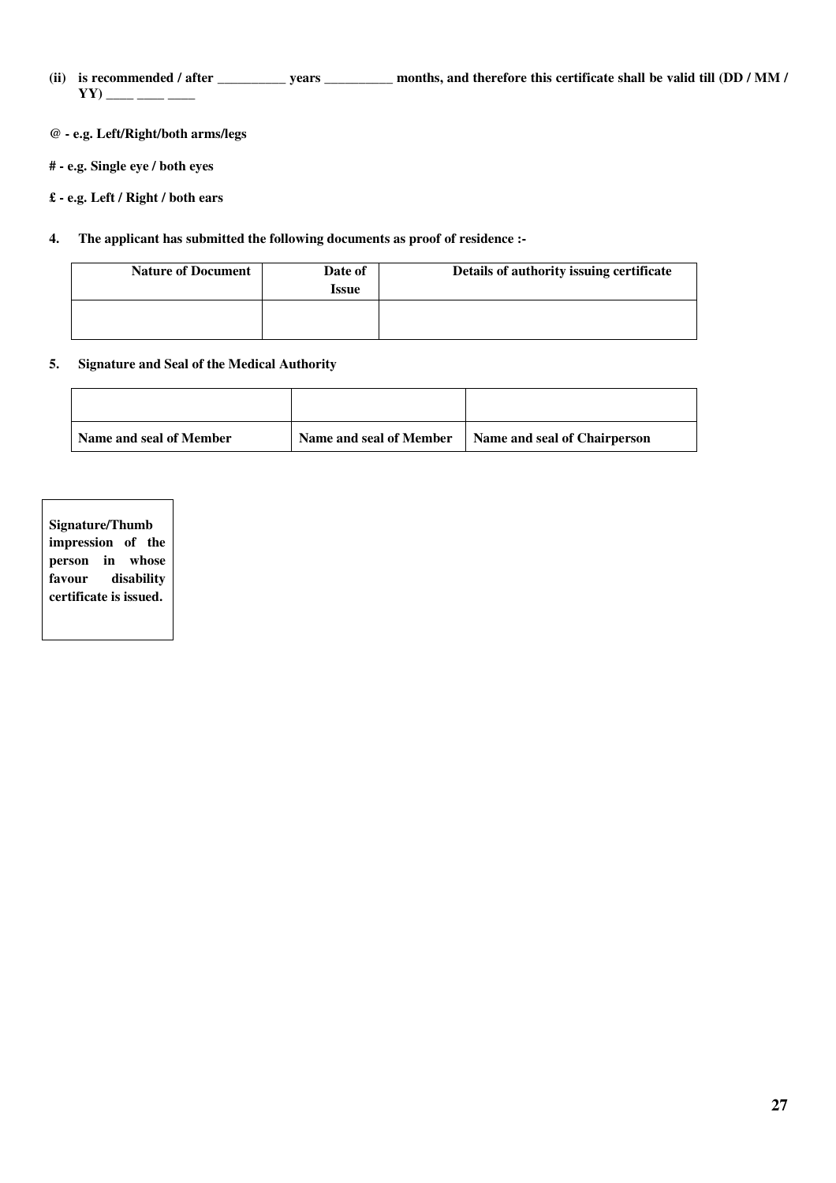**(ii) is recommended / after __________ years __________ months, and therefore this certificate shall be valid till (DD / MM / YY) ____ ____ ____**

**@ - e.g. Left/Right/both arms/legs**

**# - e.g. Single eye / both eyes**

**£ - e.g. Left / Right / both ears**

**4. The applicant has submitted the following documents as proof of residence :-**

| Nature of Document | Date of Issue | Details of authority issuing certificate |
|---|---|---|
| | | |

**5. Signature and Seal of the Medical Authority**

| | | |
|---|---|---|
| **Name and seal of Member** | **Name and seal of Member** | **Name and seal of Chairperson** |

| **Signature/Thumb impression of the person in whose favour disability certificate is issued.** |
|---|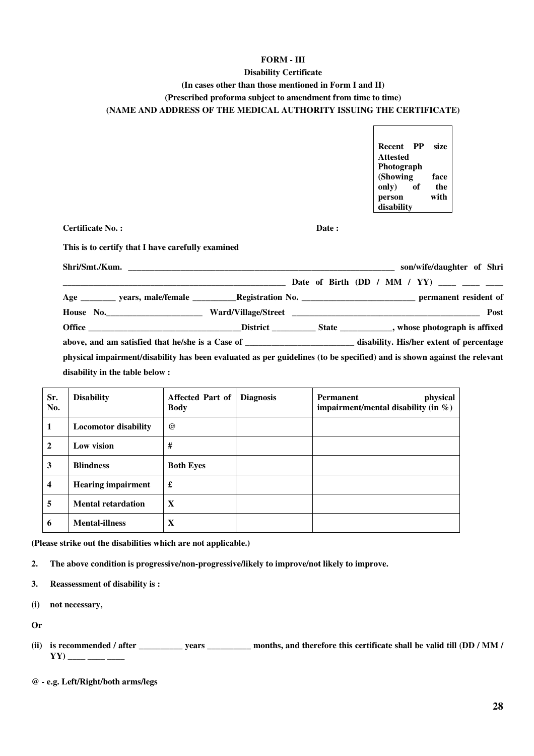**FORM - III**

**Disability Certificate**

**(In cases other than those mentioned in Form I and II)**

**(Prescribed proforma subject to amendment from time to time)**

**(NAME AND ADDRESS OF THE MEDICAL AUTHORITY ISSUING THE CERTIFICATE)**

| **Recent PP size Attested Photograph (Showing face only) of the person with disability** |
|---|

**Certificate No. :** **Date :**

**This is to certify that I have carefully examined**

**Shri/Smt./Kum.** _______________________________________________ **son/wife/daughter of Shri** ______________________________________________ **Date of Birth (DD / MM / YY)** ____ ____ ____ **Age** ________ **years, male/female** __________**Registration No.** __________________________ **permanent resident of House No.**______________________ **Ward/Village/Street** ____________________________________________ **Post Office** ___________________________________**District** __________ **State** ____________**, whose photograph is affixed above, and am satisfied that he/she is a Case of** _________________________ **disability. His/her extent of percentage physical impairment/disability has been evaluated as per guidelines (to be specified) and is shown against the relevant disability in the table below :**

| Sr. No. | Disability | Affected Part of Body | Diagnosis | Permanent physical impairment/mental disability (in %) |
|---|---|---|---|---|
| 1 | Locomotor disability | @ | | |
| 2 | Low vision | # | | |
| 3 | Blindness | Both Eyes | | |
| 4 | Hearing impairment | £ | | |
| 5 | Mental retardation | X | | |
| 6 | Mental-illness | X | | |

**(Please strike out the disabilities which are not applicable.)**

**2. The above condition is progressive/non-progressive/likely to improve/not likely to improve.**

**3. Reassessment of disability is :**

**(i) not necessary,**

**Or**

**(ii) is recommended / after** __________ **years** __________ **months, and therefore this certificate shall be valid till (DD / MM / YY)** ____ ____ ____

**@ - e.g. Left/Right/both arms/legs**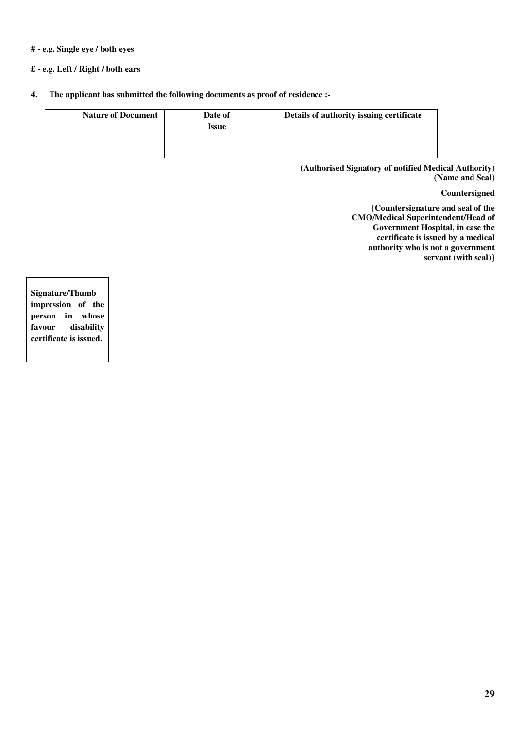**# - e.g. Single eye / both eyes**

**£ - e.g. Left / Right / both ears**

**4. The applicant has submitted the following documents as proof of residence :-**

| Nature of Document | Date of Issue | Details of authority issuing certificate |
|---|---|---|
| | | |

**(Authorised Signatory of notified Medical Authority)**
**(Name and Seal)**

**Countersigned**

**{Countersignature and seal of the CMO/Medical Superintendent/Head of Government Hospital, in case the certificate is issued by a medical authority who is not a government servant (with seal)}**

**Signature/Thumb impression of the person in whose favour disability certificate is issued.**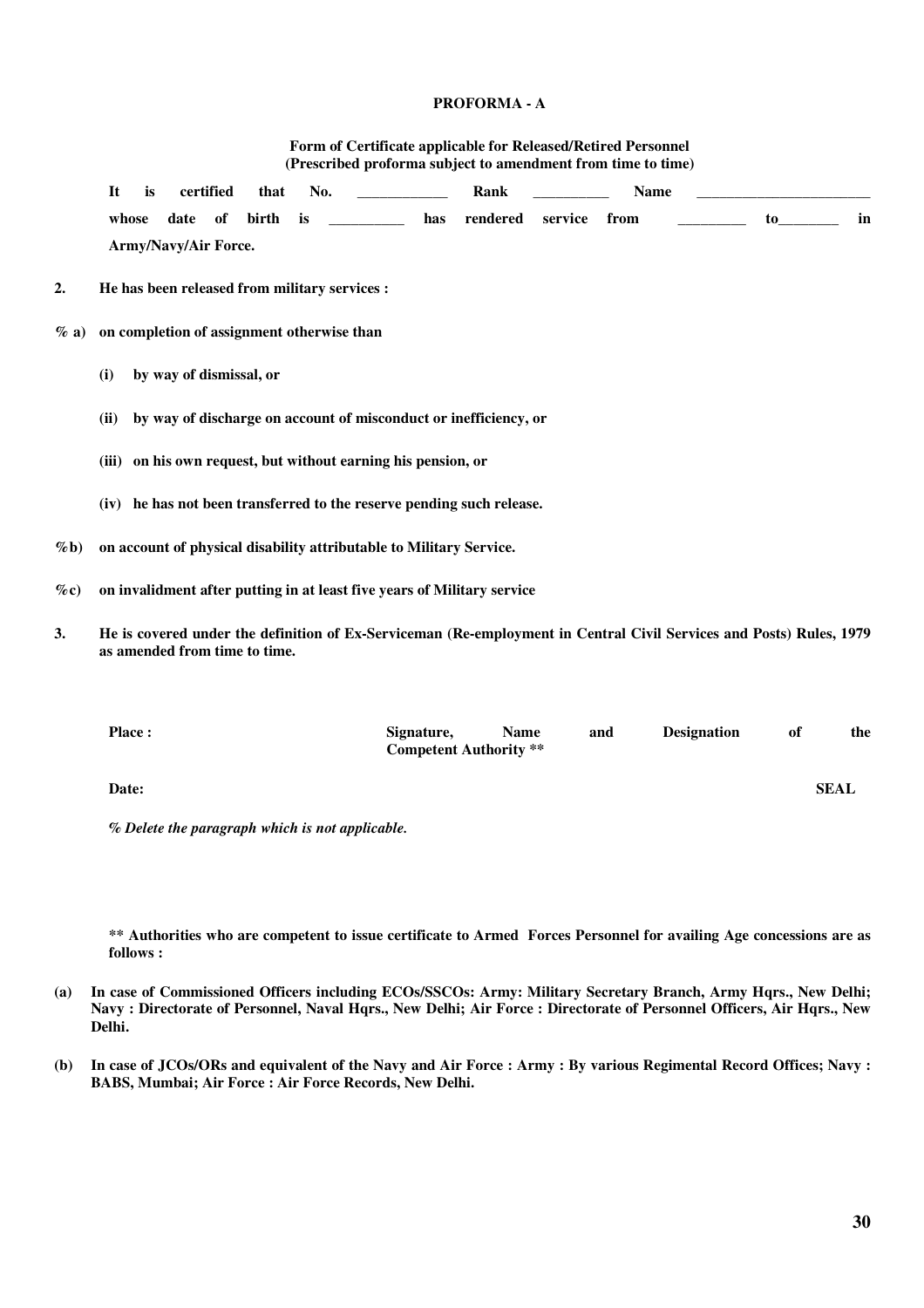**PROFORMA - A**

**Form of Certificate applicable for Released/Retired Personnel**
**(Prescribed proforma subject to amendment from time to time)**

**It is certified that No. ____________ Rank __________ Name ________________________ whose date of birth is __________ has rendered service from _________ to________ in Army/Navy/Air Force.**

**2.** **He has been released from military services :**

**% a)** **on completion of assignment otherwise than**

**(i)** **by way of dismissal, or**

**(ii)** **by way of discharge on account of misconduct or inefficiency, or**

**(iii)** **on his own request, but without earning his pension, or**

**(iv)** **he has not been transferred to the reserve pending such release.**

**%b)** **on account of physical disability attributable to Military Service.**

**%c)** **on invalidment after putting in at least five years of Military service**

**3.** **He is covered under the definition of Ex-Serviceman (Re-employment in Central Civil Services and Posts) Rules, 1979 as amended from time to time.**

**Place :** **Signature, Name and Designation of the Competent Authority \*\***

**Date:** **SEAL**

***% Delete the paragraph which is not applicable.***

**\*\* Authorities who are competent to issue certificate to Armed Forces Personnel for availing Age concessions are as follows :**

**(a)** **In case of Commissioned Officers including ECOs/SSCOs: Army: Military Secretary Branch, Army Hqrs., New Delhi; Navy : Directorate of Personnel, Naval Hqrs., New Delhi; Air Force : Directorate of Personnel Officers, Air Hqrs., New Delhi.**

**(b)** **In case of JCOs/ORs and equivalent of the Navy and Air Force : Army : By various Regimental Record Offices; Navy : BABS, Mumbai; Air Force : Air Force Records, New Delhi.**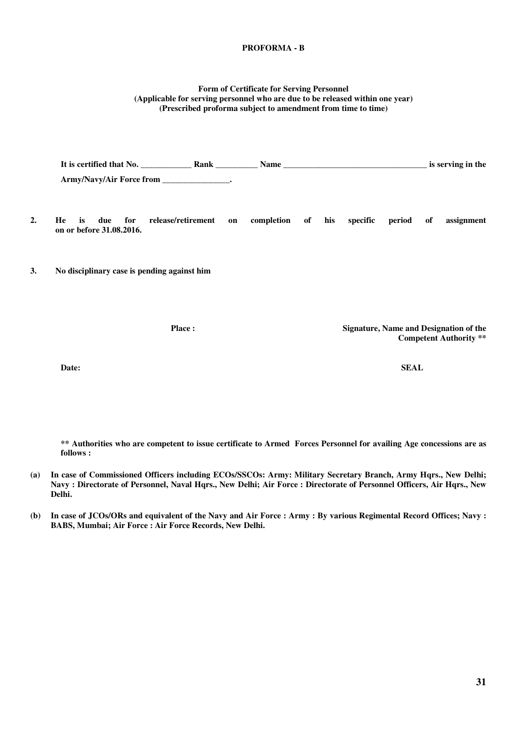**PROFORMA - B**

**Form of Certificate for Serving Personnel**
**(Applicable for serving personnel who are due to be released within one year)**
**(Prescribed proforma subject to amendment from time to time)**

**It is certified that No. ____________ Rank __________ Name __________________________________ is serving in the Army/Navy/Air Force from ________________.**

**2. He is due for release/retirement on completion of his specific period of assignment on or before 31.08.2016.**

**3. No disciplinary case is pending against him**

**Place :**

**Signature, Name and Designation of the Competent Authority \*\***

**Date:**

**SEAL**

**\*\* Authorities who are competent to issue certificate to Armed Forces Personnel for availing Age concessions are as follows :**

**(a) In case of Commissioned Officers including ECOs/SSCOs: Army: Military Secretary Branch, Army Hqrs., New Delhi; Navy : Directorate of Personnel, Naval Hqrs., New Delhi; Air Force : Directorate of Personnel Officers, Air Hqrs., New Delhi.**

**(b) In case of JCOs/ORs and equivalent of the Navy and Air Force : Army : By various Regimental Record Offices; Navy : BABS, Mumbai; Air Force : Air Force Records, New Delhi.**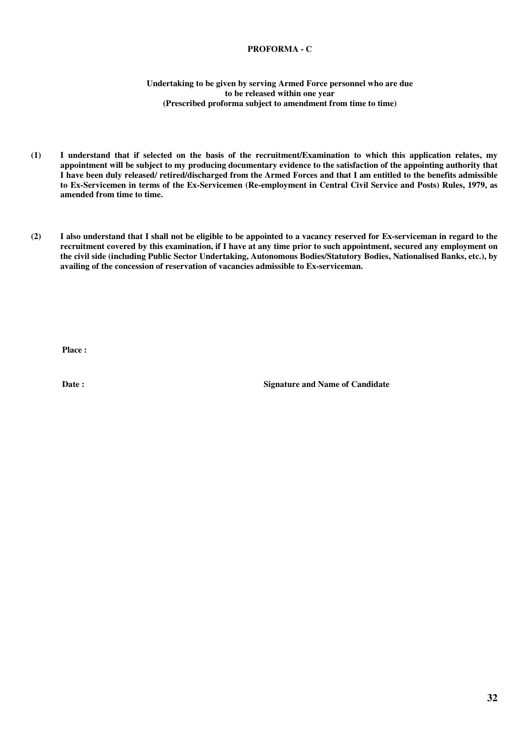## PROFORMA - C

**Undertaking to be given by serving Armed Force personnel who are due to be released within one year**
**(Prescribed proforma subject to amendment from time to time)**

**(1) I understand that if selected on the basis of the recruitment/Examination to which this application relates, my appointment will be subject to my producing documentary evidence to the satisfaction of the appointing authority that I have been duly released/ retired/discharged from the Armed Forces and that I am entitled to the benefits admissible to Ex-Servicemen in terms of the Ex-Servicemen (Re-employment in Central Civil Service and Posts) Rules, 1979, as amended from time to time.**

**(2) I also understand that I shall not be eligible to be appointed to a vacancy reserved for Ex-serviceman in regard to the recruitment covered by this examination, if I have at any time prior to such appointment, secured any employment on the civil side (including Public Sector Undertaking, Autonomous Bodies/Statutory Bodies, Nationalised Banks, etc.), by availing of the concession of reservation of vacancies admissible to Ex-serviceman.**

**Place :**

**Date :** **Signature and Name of Candidate**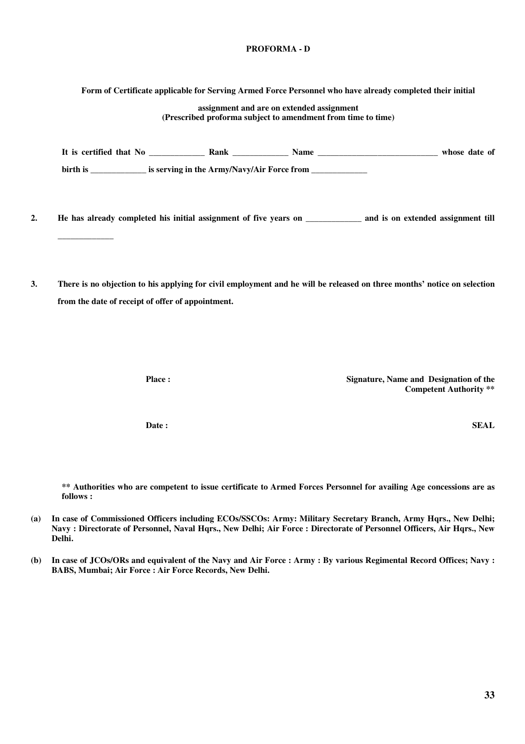**PROFORMA - D**

**Form of Certificate applicable for Serving Armed Force Personnel who have already completed their initial assignment and are on extended assignment**
**(Prescribed proforma subject to amendment from time to time)**

**It is certified that No _____________ Rank _____________ Name ____________________________ whose date of birth is _____________ is serving in the Army/Navy/Air Force from _____________**

**2.** **He has already completed his initial assignment of five years on _____________ and is on extended assignment till _____________**

**3.** **There is no objection to his applying for civil employment and he will be released on three months' notice on selection from the date of receipt of offer of appointment.**

**Place :** **Signature, Name and Designation of the Competent Authority \*\***

**Date :** **SEAL**

**\*\* Authorities who are competent to issue certificate to Armed Forces Personnel for availing Age concessions are as follows :**

**(a)** **In case of Commissioned Officers including ECOs/SSCOs: Army: Military Secretary Branch, Army Hqrs., New Delhi; Navy : Directorate of Personnel, Naval Hqrs., New Delhi; Air Force : Directorate of Personnel Officers, Air Hqrs., New Delhi.**

**(b)** **In case of JCOs/ORs and equivalent of the Navy and Air Force : Army : By various Regimental Record Offices; Navy : BABS, Mumbai; Air Force : Air Force Records, New Delhi.**